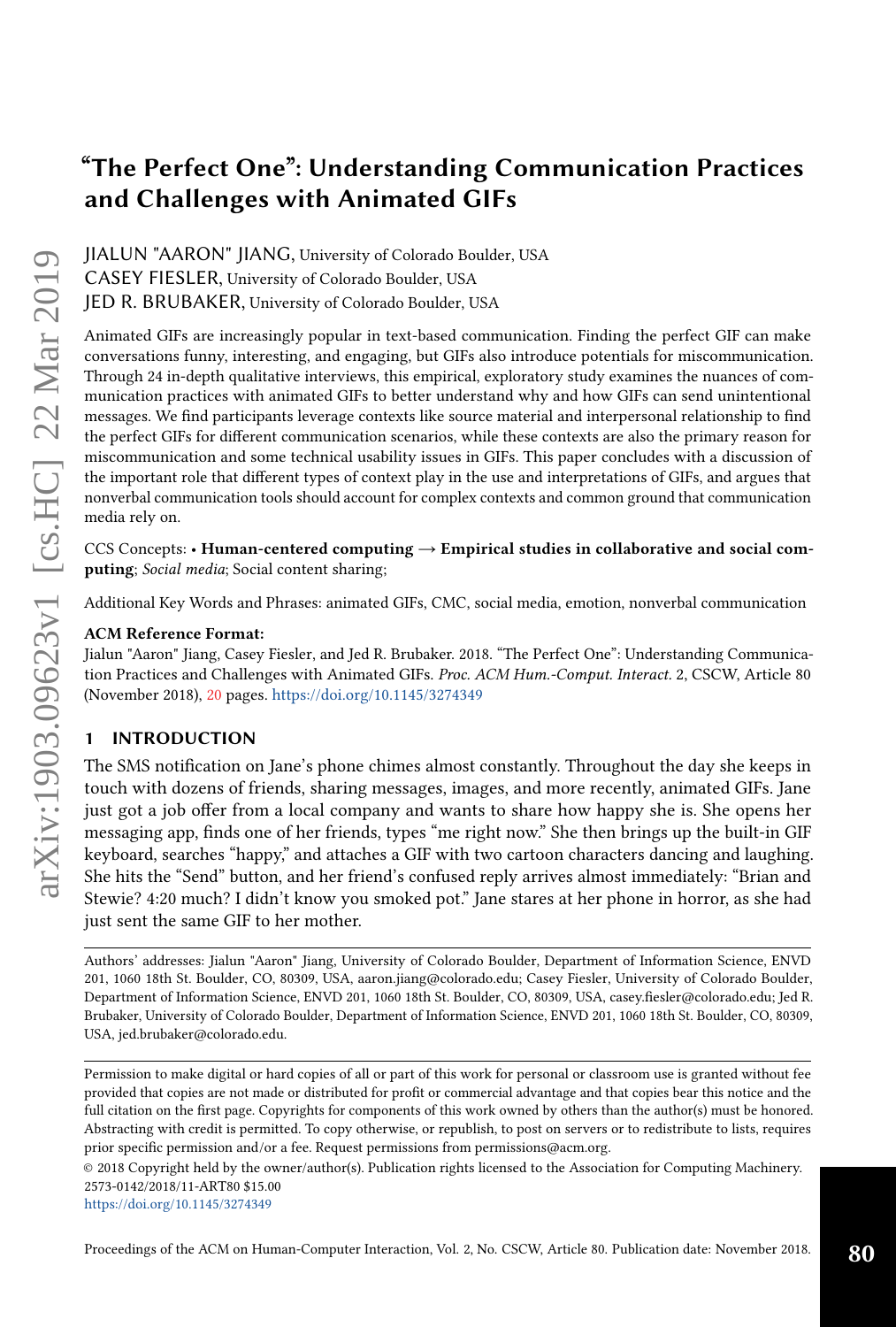# "The Perfect One": Understanding Communication Practices and Challenges with Animated GIFs

JIALUN "AARON" JIANG, University of Colorado Boulder, USA
CASEY FIESLER, University of Colorado Boulder, USA
JED R. BRUBAKER, University of Colorado Boulder, USA

Animated GIFs are increasingly popular in text-based communication. Finding the perfect GIF can make conversations funny, interesting, and engaging, but GIFs also introduce potentials for miscommunication. Through 24 in-depth qualitative interviews, this empirical, exploratory study examines the nuances of communication practices with animated GIFs to better understand why and how GIFs can send unintentional messages. We find participants leverage contexts like source material and interpersonal relationship to find the perfect GIFs for different communication scenarios, while these contexts are also the primary reason for miscommunication and some technical usability issues in GIFs. This paper concludes with a discussion of the important role that different types of context play in the use and interpretations of GIFs, and argues that nonverbal communication tools should account for complex contexts and common ground that communication media rely on.

CCS Concepts: • **Human-centered computing → Empirical studies in collaborative and social computing**; *Social media*; Social content sharing;

Additional Key Words and Phrases: animated GIFs, CMC, social media, emotion, nonverbal communication

**ACM Reference Format:**
Jialun "Aaron" Jiang, Casey Fiesler, and Jed R. Brubaker. 2018. "The Perfect One": Understanding Communication Practices and Challenges with Animated GIFs. *Proc. ACM Hum.-Comput. Interact.* 2, CSCW, Article 80 (November 2018), 20 pages. https://doi.org/10.1145/3274349

## 1 INTRODUCTION

The SMS notification on Jane's phone chimes almost constantly. Throughout the day she keeps in touch with dozens of friends, sharing messages, images, and more recently, animated GIFs. Jane just got a job offer from a local company and wants to share how happy she is. She opens her messaging app, finds one of her friends, types "me right now." She then brings up the built-in GIF keyboard, searches "happy," and attaches a GIF with two cartoon characters dancing and laughing. She hits the "Send" button, and her friend's confused reply arrives almost immediately: "Brian and Stewie? 4:20 much? I didn't know you smoked pot." Jane stares at her phone in horror, as she had just sent the same GIF to her mother.

Authors' addresses: Jialun "Aaron" Jiang, University of Colorado Boulder, Department of Information Science, ENVD 201, 1060 18th St. Boulder, CO, 80309, USA, aaron.jiang@colorado.edu; Casey Fiesler, University of Colorado Boulder, Department of Information Science, ENVD 201, 1060 18th St. Boulder, CO, 80309, USA, casey.fiesler@colorado.edu; Jed R. Brubaker, University of Colorado Boulder, Department of Information Science, ENVD 201, 1060 18th St. Boulder, CO, 80309, USA, jed.brubaker@colorado.edu.

Permission to make digital or hard copies of all or part of this work for personal or classroom use is granted without fee provided that copies are not made or distributed for profit or commercial advantage and that copies bear this notice and the full citation on the first page. Copyrights for components of this work owned by others than the author(s) must be honored. Abstracting with credit is permitted. To copy otherwise, or republish, to post on servers or to redistribute to lists, requires prior specific permission and/or a fee. Request permissions from permissions@acm.org.
© 2018 Copyright held by the owner/author(s). Publication rights licensed to the Association for Computing Machinery.
2573-0142/2018/11-ART80 $15.00
https://doi.org/10.1145/3274349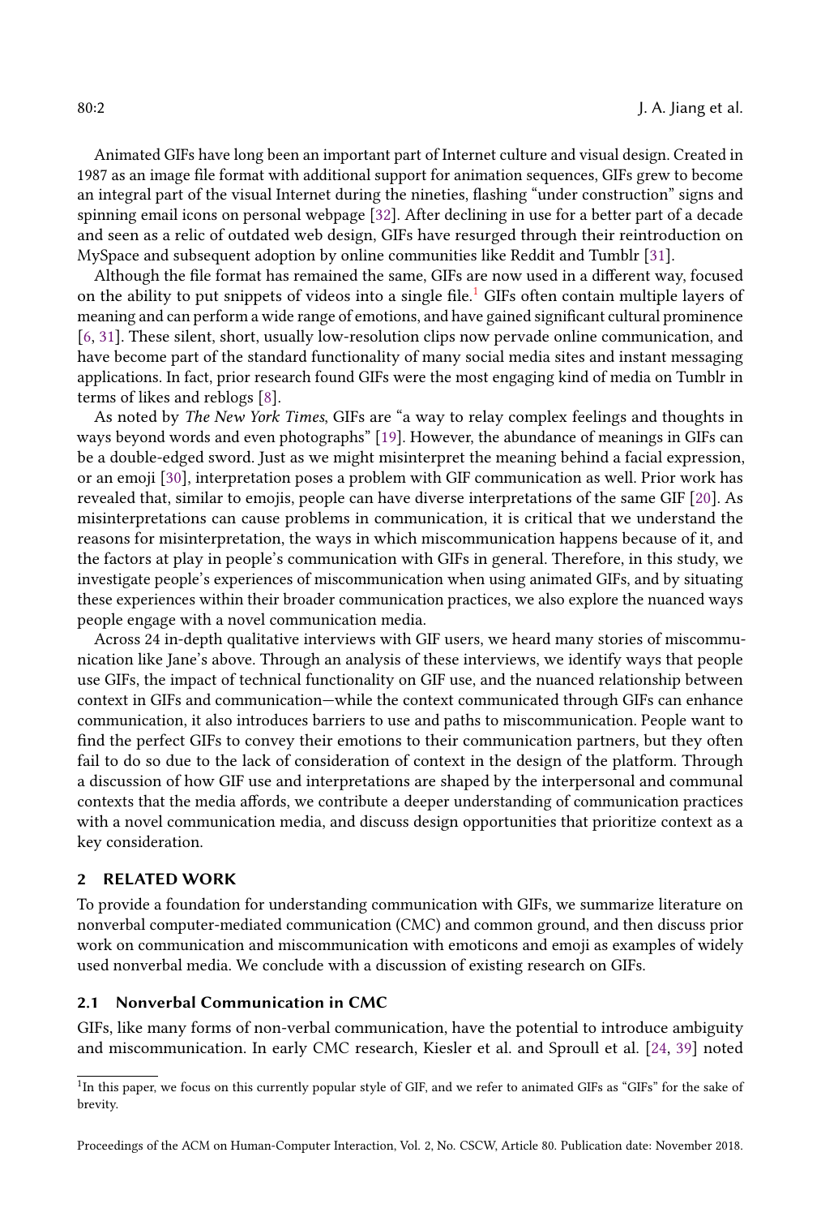Animated GIFs have long been an important part of Internet culture and visual design. Created in 1987 as an image file format with additional support for animation sequences, GIFs grew to become an integral part of the visual Internet during the nineties, flashing "under construction" signs and spinning email icons on personal webpage [32]. After declining in use for a better part of a decade and seen as a relic of outdated web design, GIFs have resurged through their reintroduction on MySpace and subsequent adoption by online communities like Reddit and Tumblr [31].

Although the file format has remained the same, GIFs are now used in a different way, focused on the ability to put snippets of videos into a single file.[1] GIFs often contain multiple layers of meaning and can perform a wide range of emotions, and have gained significant cultural prominence [6, 31]. These silent, short, usually low-resolution clips now pervade online communication, and have become part of the standard functionality of many social media sites and instant messaging applications. In fact, prior research found GIFs were the most engaging kind of media on Tumblr in terms of likes and reblogs [8].

As noted by *The New York Times*, GIFs are "a way to relay complex feelings and thoughts in ways beyond words and even photographs" [19]. However, the abundance of meanings in GIFs can be a double-edged sword. Just as we might misinterpret the meaning behind a facial expression, or an emoji [30], interpretation poses a problem with GIF communication as well. Prior work has revealed that, similar to emojis, people can have diverse interpretations of the same GIF [20]. As misinterpretations can cause problems in communication, it is critical that we understand the reasons for misinterpretation, the ways in which miscommunication happens because of it, and the factors at play in people's communication with GIFs in general. Therefore, in this study, we investigate people's experiences of miscommunication when using animated GIFs, and by situating these experiences within their broader communication practices, we also explore the nuanced ways people engage with a novel communication media.

Across 24 in-depth qualitative interviews with GIF users, we heard many stories of miscommunication like Jane's above. Through an analysis of these interviews, we identify ways that people use GIFs, the impact of technical functionality on GIF use, and the nuanced relationship between context in GIFs and communication—while the context communicated through GIFs can enhance communication, it also introduces barriers to use and paths to miscommunication. People want to find the perfect GIFs to convey their emotions to their communication partners, but they often fail to do so due to the lack of consideration of context in the design of the platform. Through a discussion of how GIF use and interpretations are shaped by the interpersonal and communal contexts that the media affords, we contribute a deeper understanding of communication practices with a novel communication media, and discuss design opportunities that prioritize context as a key consideration.

## 2 RELATED WORK

To provide a foundation for understanding communication with GIFs, we summarize literature on nonverbal computer-mediated communication (CMC) and common ground, and then discuss prior work on communication and miscommunication with emoticons and emoji as examples of widely used nonverbal media. We conclude with a discussion of existing research on GIFs.

### 2.1 Nonverbal Communication in CMC

GIFs, like many forms of non-verbal communication, have the potential to introduce ambiguity and miscommunication. In early CMC research, Kiesler et al. and Sproull et al. [24, 39] noted

[1] In this paper, we focus on this currently popular style of GIF, and we refer to animated GIFs as "GIFs" for the sake of brevity.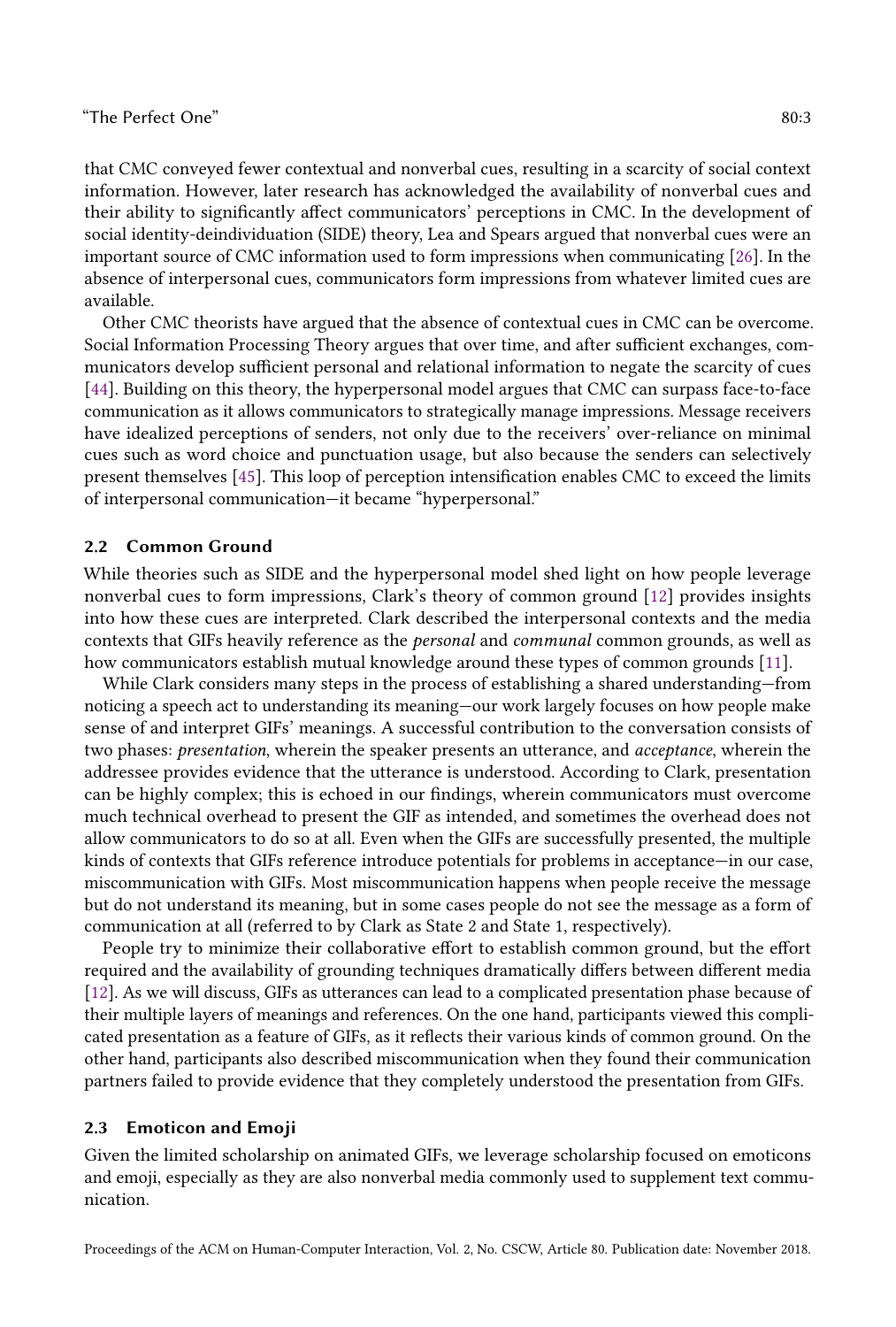that CMC conveyed fewer contextual and nonverbal cues, resulting in a scarcity of social context information. However, later research has acknowledged the availability of nonverbal cues and their ability to significantly affect communicators' perceptions in CMC. In the development of social identity-deindividuation (SIDE) theory, Lea and Spears argued that nonverbal cues were an important source of CMC information used to form impressions when communicating [26]. In the absence of interpersonal cues, communicators form impressions from whatever limited cues are available.

Other CMC theorists have argued that the absence of contextual cues in CMC can be overcome. Social Information Processing Theory argues that over time, and after sufficient exchanges, communicators develop sufficient personal and relational information to negate the scarcity of cues [44]. Building on this theory, the hyperpersonal model argues that CMC can surpass face-to-face communication as it allows communicators to strategically manage impressions. Message receivers have idealized perceptions of senders, not only due to the receivers' over-reliance on minimal cues such as word choice and punctuation usage, but also because the senders can selectively present themselves [45]. This loop of perception intensification enables CMC to exceed the limits of interpersonal communication—it became "hyperpersonal."

### 2.2 Common Ground

While theories such as SIDE and the hyperpersonal model shed light on how people leverage nonverbal cues to form impressions, Clark's theory of common ground [12] provides insights into how these cues are interpreted. Clark described the interpersonal contexts and the media contexts that GIFs heavily reference as the *personal* and *communal* common grounds, as well as how communicators establish mutual knowledge around these types of common grounds [11].

While Clark considers many steps in the process of establishing a shared understanding—from noticing a speech act to understanding its meaning—our work largely focuses on how people make sense of and interpret GIFs' meanings. A successful contribution to the conversation consists of two phases: *presentation*, wherein the speaker presents an utterance, and *acceptance*, wherein the addressee provides evidence that the utterance is understood. According to Clark, presentation can be highly complex; this is echoed in our findings, wherein communicators must overcome much technical overhead to present the GIF as intended, and sometimes the overhead does not allow communicators to do so at all. Even when the GIFs are successfully presented, the multiple kinds of contexts that GIFs reference introduce potentials for problems in acceptance—in our case, miscommunication with GIFs. Most miscommunication happens when people receive the message but do not understand its meaning, but in some cases people do not see the message as a form of communication at all (referred to by Clark as State 2 and State 1, respectively).

People try to minimize their collaborative effort to establish common ground, but the effort required and the availability of grounding techniques dramatically differs between different media [12]. As we will discuss, GIFs as utterances can lead to a complicated presentation phase because of their multiple layers of meanings and references. On the one hand, participants viewed this complicated presentation as a feature of GIFs, as it reflects their various kinds of common ground. On the other hand, participants also described miscommunication when they found their communication partners failed to provide evidence that they completely understood the presentation from GIFs.

### 2.3 Emoticon and Emoji

Given the limited scholarship on animated GIFs, we leverage scholarship focused on emoticons and emoji, especially as they are also nonverbal media commonly used to supplement text communication.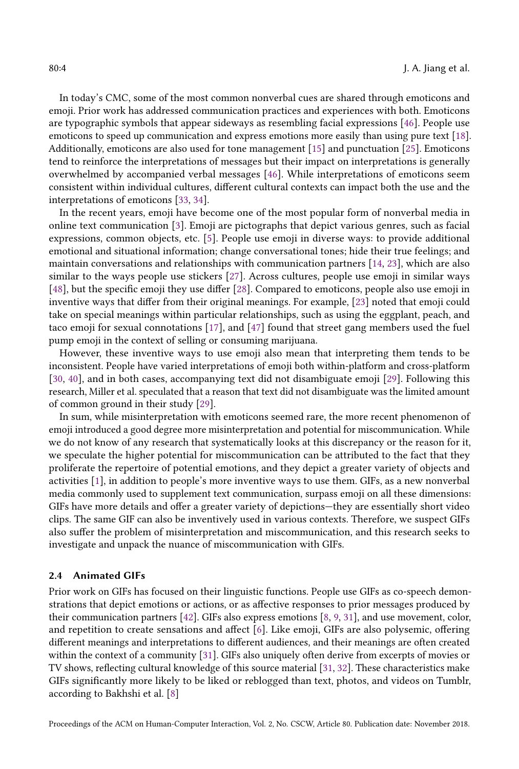In today's CMC, some of the most common nonverbal cues are shared through emoticons and emoji. Prior work has addressed communication practices and experiences with both. Emoticons are typographic symbols that appear sideways as resembling facial expressions [46]. People use emoticons to speed up communication and express emotions more easily than using pure text [18]. Additionally, emoticons are also used for tone management [15] and punctuation [25]. Emoticons tend to reinforce the interpretations of messages but their impact on interpretations is generally overwhelmed by accompanied verbal messages [46]. While interpretations of emoticons seem consistent within individual cultures, different cultural contexts can impact both the use and the interpretations of emoticons [33, 34].

In the recent years, emoji have become one of the most popular form of nonverbal media in online text communication [3]. Emoji are pictographs that depict various genres, such as facial expressions, common objects, etc. [5]. People use emoji in diverse ways: to provide additional emotional and situational information; change conversational tones; hide their true feelings; and maintain conversations and relationships with communication partners [14, 23], which are also similar to the ways people use stickers [27]. Across cultures, people use emoji in similar ways [48], but the specific emoji they use differ [28]. Compared to emoticons, people also use emoji in inventive ways that differ from their original meanings. For example, [23] noted that emoji could take on special meanings within particular relationships, such as using the eggplant, peach, and taco emoji for sexual connotations [17], and [47] found that street gang members used the fuel pump emoji in the context of selling or consuming marijuana.

However, these inventive ways to use emoji also mean that interpreting them tends to be inconsistent. People have varied interpretations of emoji both within-platform and cross-platform [30, 40], and in both cases, accompanying text did not disambiguate emoji [29]. Following this research, Miller et al. speculated that a reason that text did not disambiguate was the limited amount of common ground in their study [29].

In sum, while misinterpretation with emoticons seemed rare, the more recent phenomenon of emoji introduced a good degree more misinterpretation and potential for miscommunication. While we do not know of any research that systematically looks at this discrepancy or the reason for it, we speculate the higher potential for miscommunication can be attributed to the fact that they proliferate the repertoire of potential emotions, and they depict a greater variety of objects and activities [1], in addition to people's more inventive ways to use them. GIFs, as a new nonverbal media commonly used to supplement text communication, surpass emoji on all these dimensions: GIFs have more details and offer a greater variety of depictions—they are essentially short video clips. The same GIF can also be inventively used in various contexts. Therefore, we suspect GIFs also suffer the problem of misinterpretation and miscommunication, and this research seeks to investigate and unpack the nuance of miscommunication with GIFs.

### 2.4 Animated GIFs

Prior work on GIFs has focused on their linguistic functions. People use GIFs as co-speech demonstrations that depict emotions or actions, or as affective responses to prior messages produced by their communication partners [42]. GIFs also express emotions [8, 9, 31], and use movement, color, and repetition to create sensations and affect [6]. Like emoji, GIFs are also polysemic, offering different meanings and interpretations to different audiences, and their meanings are often created within the context of a community [31]. GIFs also uniquely often derive from excerpts of movies or TV shows, reflecting cultural knowledge of this source material [31, 32]. These characteristics make GIFs significantly more likely to be liked or reblogged than text, photos, and videos on Tumblr, according to Bakhshi et al. [8]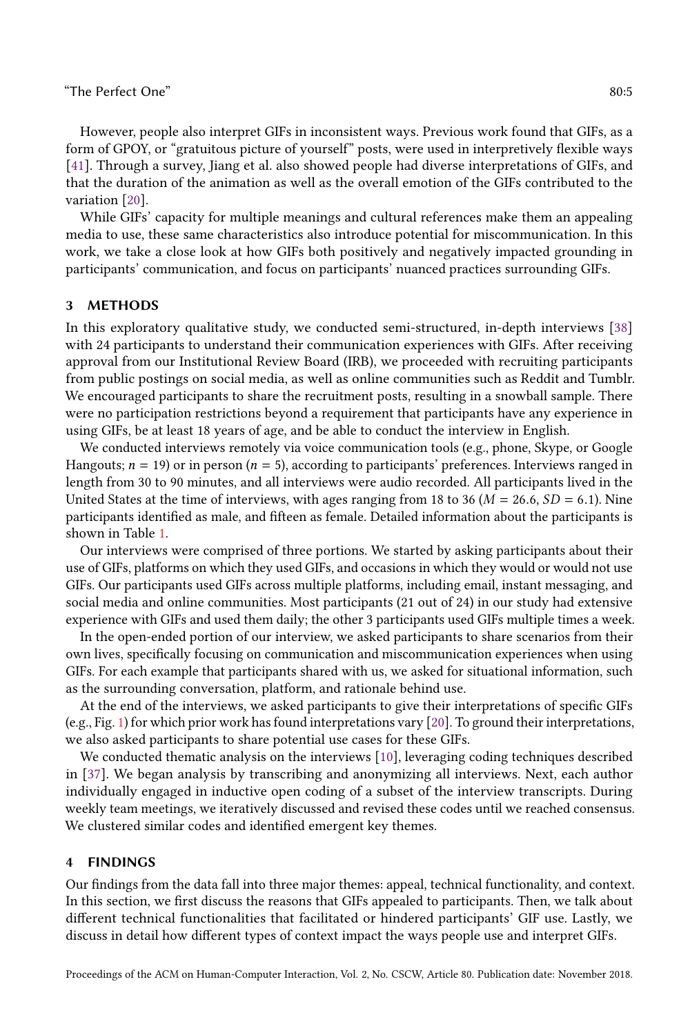However, people also interpret GIFs in inconsistent ways. Previous work found that GIFs, as a form of GPOY, or "gratuitous picture of yourself" posts, were used in interpretively flexible ways [41]. Through a survey, Jiang et al. also showed people had diverse interpretations of GIFs, and that the duration of the animation as well as the overall emotion of the GIFs contributed to the variation [20].

While GIFs' capacity for multiple meanings and cultural references make them an appealing media to use, these same characteristics also introduce potential for miscommunication. In this work, we take a close look at how GIFs both positively and negatively impacted grounding in participants' communication, and focus on participants' nuanced practices surrounding GIFs.

## 3 METHODS

In this exploratory qualitative study, we conducted semi-structured, in-depth interviews [38] with 24 participants to understand their communication experiences with GIFs. After receiving approval from our Institutional Review Board (IRB), we proceeded with recruiting participants from public postings on social media, as well as online communities such as Reddit and Tumblr. We encouraged participants to share the recruitment posts, resulting in a snowball sample. There were no participation restrictions beyond a requirement that participants have any experience in using GIFs, be at least 18 years of age, and be able to conduct the interview in English.

We conducted interviews remotely via voice communication tools (e.g., phone, Skype, or Google Hangouts; $n = 19$) or in person ($n = 5$), according to participants' preferences. Interviews ranged in length from 30 to 90 minutes, and all interviews were audio recorded. All participants lived in the United States at the time of interviews, with ages ranging from 18 to 36 ($M = 26.6$, $SD = 6.1$). Nine participants identified as male, and fifteen as female. Detailed information about the participants is shown in Table 1.

Our interviews were comprised of three portions. We started by asking participants about their use of GIFs, platforms on which they used GIFs, and occasions in which they would or would not use GIFs. Our participants used GIFs across multiple platforms, including email, instant messaging, and social media and online communities. Most participants (21 out of 24) in our study had extensive experience with GIFs and used them daily; the other 3 participants used GIFs multiple times a week.

In the open-ended portion of our interview, we asked participants to share scenarios from their own lives, specifically focusing on communication and miscommunication experiences when using GIFs. For each example that participants shared with us, we asked for situational information, such as the surrounding conversation, platform, and rationale behind use.

At the end of the interviews, we asked participants to give their interpretations of specific GIFs (e.g., Fig. 1) for which prior work has found interpretations vary [20]. To ground their interpretations, we also asked participants to share potential use cases for these GIFs.

We conducted thematic analysis on the interviews [10], leveraging coding techniques described in [37]. We began analysis by transcribing and anonymizing all interviews. Next, each author individually engaged in inductive open coding of a subset of the interview transcripts. During weekly team meetings, we iteratively discussed and revised these codes until we reached consensus. We clustered similar codes and identified emergent key themes.

## 4 FINDINGS

Our findings from the data fall into three major themes: appeal, technical functionality, and context. In this section, we first discuss the reasons that GIFs appealed to participants. Then, we talk about different technical functionalities that facilitated or hindered participants' GIF use. Lastly, we discuss in detail how different types of context impact the ways people use and interpret GIFs.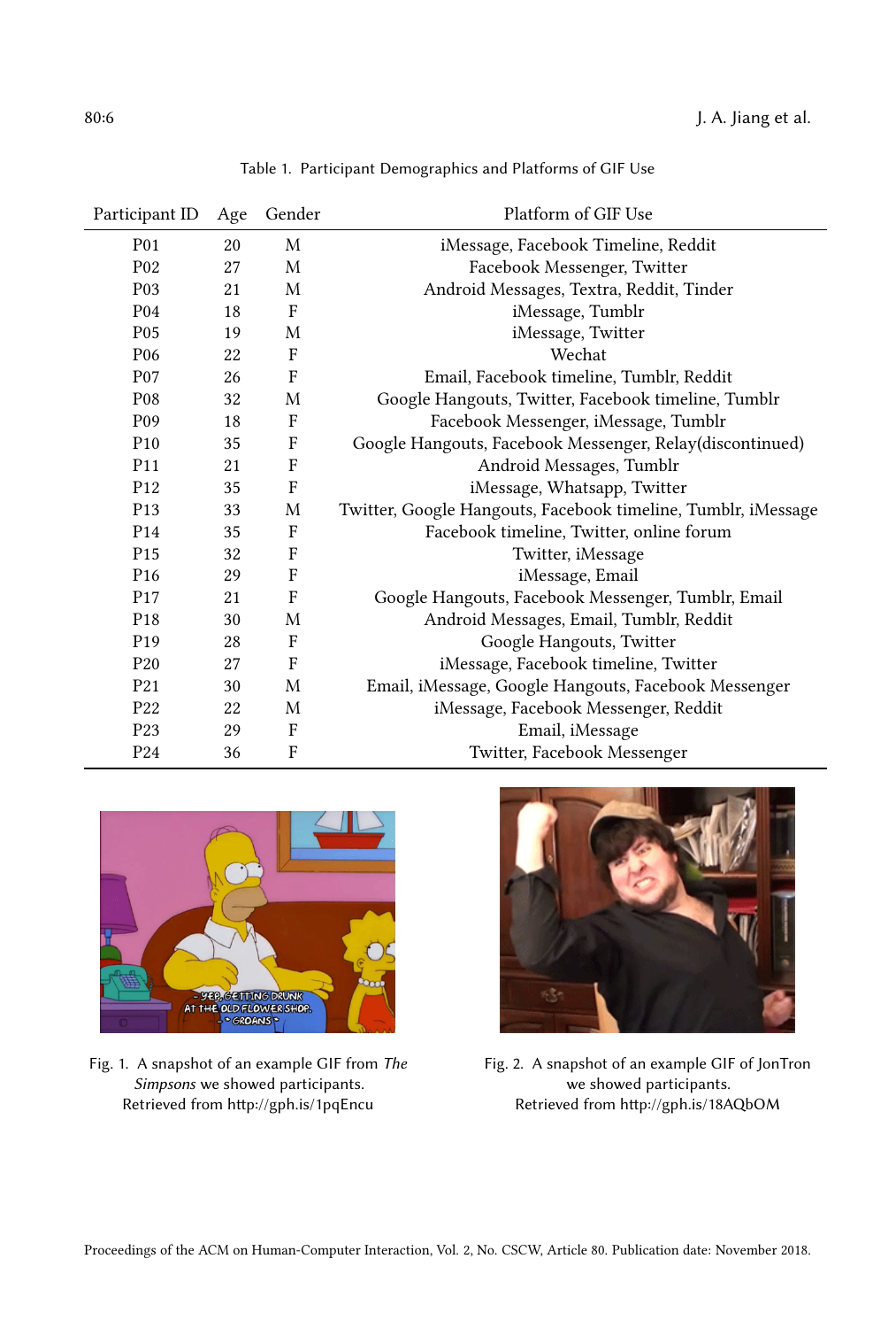Table 1. Participant Demographics and Platforms of GIF Use

| Participant ID | Age | Gender | Platform of GIF Use |
|---|---|---|---|
| P01 | 20 | M | iMessage, Facebook Timeline, Reddit |
| P02 | 27 | M | Facebook Messenger, Twitter |
| P03 | 21 | M | Android Messages, Textra, Reddit, Tinder |
| P04 | 18 | F | iMessage, Tumblr |
| P05 | 19 | M | iMessage, Twitter |
| P06 | 22 | F | Wechat |
| P07 | 26 | F | Email, Facebook timeline, Tumblr, Reddit |
| P08 | 32 | M | Google Hangouts, Twitter, Facebook timeline, Tumblr |
| P09 | 18 | F | Facebook Messenger, iMessage, Tumblr |
| P10 | 35 | F | Google Hangouts, Facebook Messenger, Relay(discontinued) |
| P11 | 21 | F | Android Messages, Tumblr |
| P12 | 35 | F | iMessage, Whatsapp, Twitter |
| P13 | 33 | M | Twitter, Google Hangouts, Facebook timeline, Tumblr, iMessage |
| P14 | 35 | F | Facebook timeline, Twitter, online forum |
| P15 | 32 | F | Twitter, iMessage |
| P16 | 29 | F | iMessage, Email |
| P17 | 21 | F | Google Hangouts, Facebook Messenger, Tumblr, Email |
| P18 | 30 | M | Android Messages, Email, Tumblr, Reddit |
| P19 | 28 | F | Google Hangouts, Twitter |
| P20 | 27 | F | iMessage, Facebook timeline, Twitter |
| P21 | 30 | M | Email, iMessage, Google Hangouts, Facebook Messenger |
| P22 | 22 | M | iMessage, Facebook Messenger, Reddit |
| P23 | 29 | F | Email, iMessage |
| P24 | 36 | F | Twitter, Facebook Messenger |

Fig. 1. A snapshot of an example GIF from *The Simpsons* we showed participants. Retrieved from http://gph.is/1pqEncu

Fig. 2. A snapshot of an example GIF of JonTron we showed participants. Retrieved from http://gph.is/18AQbOM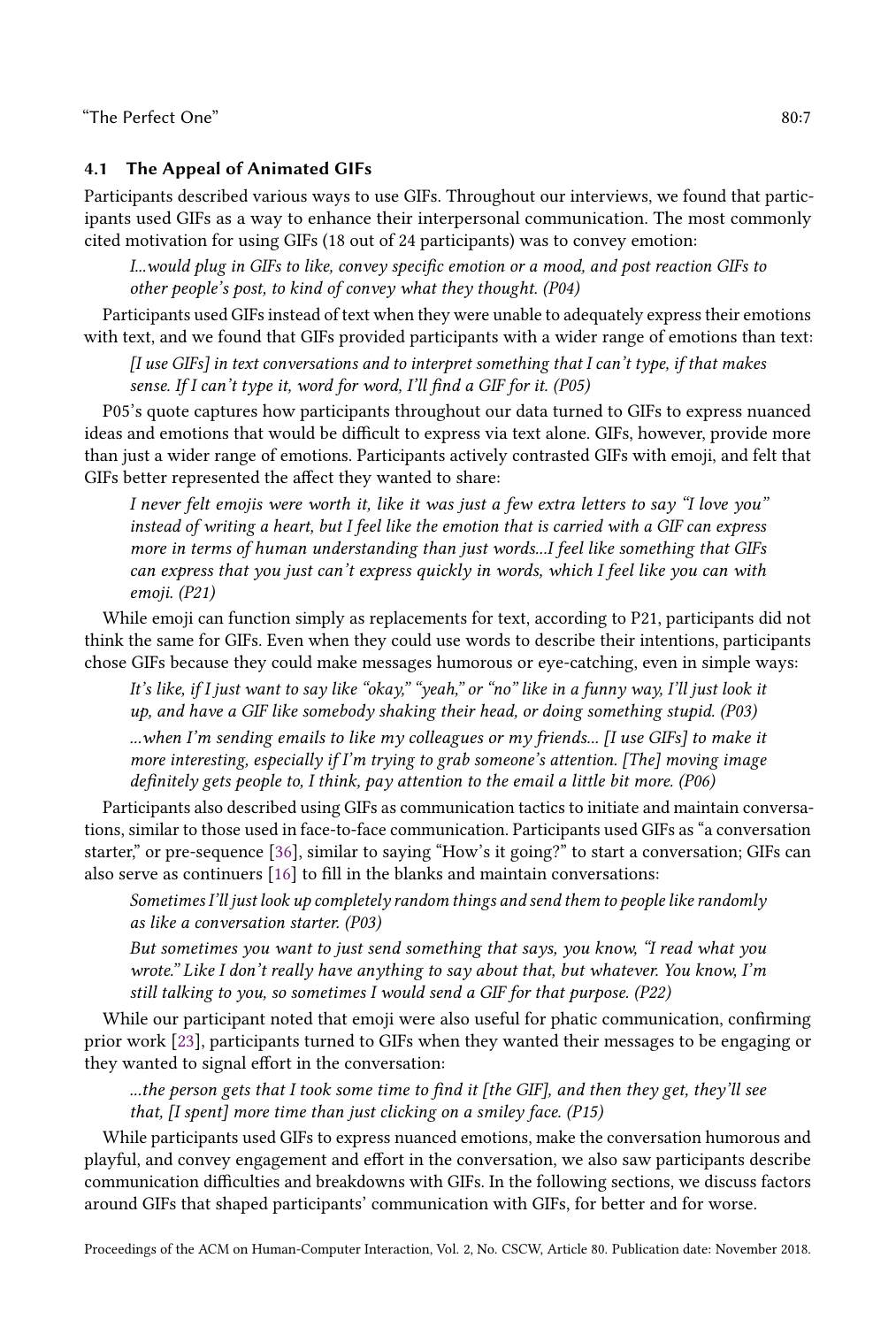### 4.1 The Appeal of Animated GIFs

Participants described various ways to use GIFs. Throughout our interviews, we found that participants used GIFs as a way to enhance their interpersonal communication. The most commonly cited motivation for using GIFs (18 out of 24 participants) was to convey emotion:

> *I...would plug in GIFs to like, convey specific emotion or a mood, and post reaction GIFs to other people's post, to kind of convey what they thought. (P04)*

Participants used GIFs instead of text when they were unable to adequately express their emotions with text, and we found that GIFs provided participants with a wider range of emotions than text:

> *[I use GIFs] in text conversations and to interpret something that I can't type, if that makes sense. If I can't type it, word for word, I'll find a GIF for it. (P05)*

P05's quote captures how participants throughout our data turned to GIFs to express nuanced ideas and emotions that would be difficult to express via text alone. GIFs, however, provide more than just a wider range of emotions. Participants actively contrasted GIFs with emoji, and felt that GIFs better represented the affect they wanted to share:

> *I never felt emojis were worth it, like it was just a few extra letters to say "I love you" instead of writing a heart, but I feel like the emotion that is carried with a GIF can express more in terms of human understanding than just words...I feel like something that GIFs can express that you just can't express quickly in words, which I feel like you can with emoji. (P21)*

While emoji can function simply as replacements for text, according to P21, participants did not think the same for GIFs. Even when they could use words to describe their intentions, participants chose GIFs because they could make messages humorous or eye-catching, even in simple ways:

> *It's like, if I just want to say like "okay," "yeah," or "no" like in a funny way, I'll just look it up, and have a GIF like somebody shaking their head, or doing something stupid. (P03)*

> *...when I'm sending emails to like my colleagues or my friends... [I use GIFs] to make it more interesting, especially if I'm trying to grab someone's attention. [The] moving image definitely gets people to, I think, pay attention to the email a little bit more. (P06)*

Participants also described using GIFs as communication tactics to initiate and maintain conversations, similar to those used in face-to-face communication. Participants used GIFs as "a conversation starter," or pre-sequence [36], similar to saying "How's it going?" to start a conversation; GIFs can also serve as continuers [16] to fill in the blanks and maintain conversations:

> *Sometimes I'll just look up completely random things and send them to people like randomly as like a conversation starter. (P03)*

> *But sometimes you want to just send something that says, you know, "I read what you wrote." Like I don't really have anything to say about that, but whatever. You know, I'm still talking to you, so sometimes I would send a GIF for that purpose. (P22)*

While our participant noted that emoji were also useful for phatic communication, confirming prior work [23], participants turned to GIFs when they wanted their messages to be engaging or they wanted to signal effort in the conversation:

> *...the person gets that I took some time to find it [the GIF], and then they get, they'll see that, [I spent] more time than just clicking on a smiley face. (P15)*

While participants used GIFs to express nuanced emotions, make the conversation humorous and playful, and convey engagement and effort in the conversation, we also saw participants describe communication difficulties and breakdowns with GIFs. In the following sections, we discuss factors around GIFs that shaped participants' communication with GIFs, for better and for worse.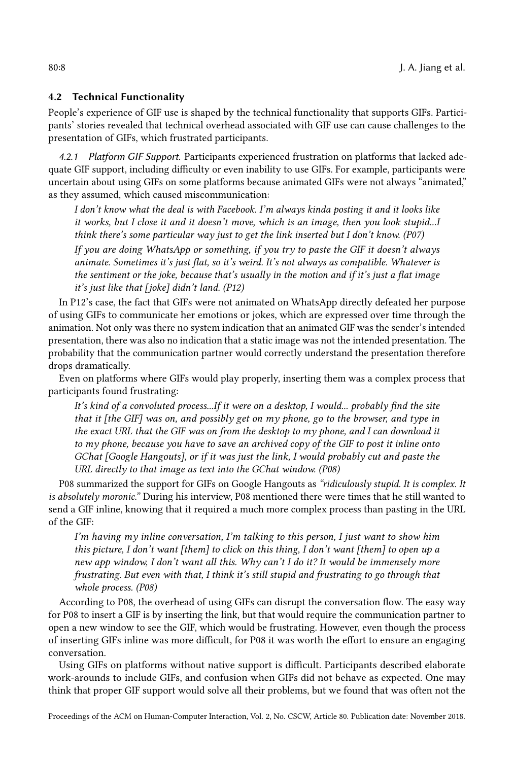### 4.2 Technical Functionality

People's experience of GIF use is shaped by the technical functionality that supports GIFs. Participants' stories revealed that technical overhead associated with GIF use can cause challenges to the presentation of GIFs, which frustrated participants.

#### 4.2.1 *Platform GIF Support.*

Participants experienced frustration on platforms that lacked adequate GIF support, including difficulty or even inability to use GIFs. For example, participants were uncertain about using GIFs on some platforms because animated GIFs were not always "animated," as they assumed, which caused miscommunication:

> *I don't know what the deal is with Facebook. I'm always kinda posting it and it looks like it works, but I close it and it doesn't move, which is an image, then you look stupid...I think there's some particular way just to get the link inserted but I don't know. (P07)*

> *If you are doing WhatsApp or something, if you try to paste the GIF it doesn't always animate. Sometimes it's just flat, so it's weird. It's not always as compatible. Whatever is the sentiment or the joke, because that's usually in the motion and if it's just a flat image it's just like that [joke] didn't land. (P12)*

In P12's case, the fact that GIFs were not animated on WhatsApp directly defeated her purpose of using GIFs to communicate her emotions or jokes, which are expressed over time through the animation. Not only was there no system indication that an animated GIF was the sender's intended presentation, there was also no indication that a static image was not the intended presentation. The probability that the communication partner would correctly understand the presentation therefore drops dramatically.

Even on platforms where GIFs would play properly, inserting them was a complex process that participants found frustrating:

> *It's kind of a convoluted process...If it were on a desktop, I would... probably find the site that it [the GIF] was on, and possibly get on my phone, go to the browser, and type in the exact URL that the GIF was on from the desktop to my phone, and I can download it to my phone, because you have to save an archived copy of the GIF to post it inline onto GChat [Google Hangouts], or if it was just the link, I would probably cut and paste the URL directly to that image as text into the GChat window. (P08)*

P08 summarized the support for GIFs on Google Hangouts as *"ridiculously stupid. It is complex. It is absolutely moronic."* During his interview, P08 mentioned there were times that he still wanted to send a GIF inline, knowing that it required a much more complex process than pasting in the URL of the GIF:

> *I'm having my inline conversation, I'm talking to this person, I just want to show him this picture, I don't want [them] to click on this thing, I don't want [them] to open up a new app window, I don't want all this. Why can't I do it? It would be immensely more frustrating. But even with that, I think it's still stupid and frustrating to go through that whole process. (P08)*

According to P08, the overhead of using GIFs can disrupt the conversation flow. The easy way for P08 to insert a GIF is by inserting the link, but that would require the communication partner to open a new window to see the GIF, which would be frustrating. However, even though the process of inserting GIFs inline was more difficult, for P08 it was worth the effort to ensure an engaging conversation.

Using GIFs on platforms without native support is difficult. Participants described elaborate work-arounds to include GIFs, and confusion when GIFs did not behave as expected. One may think that proper GIF support would solve all their problems, but we found that was often not the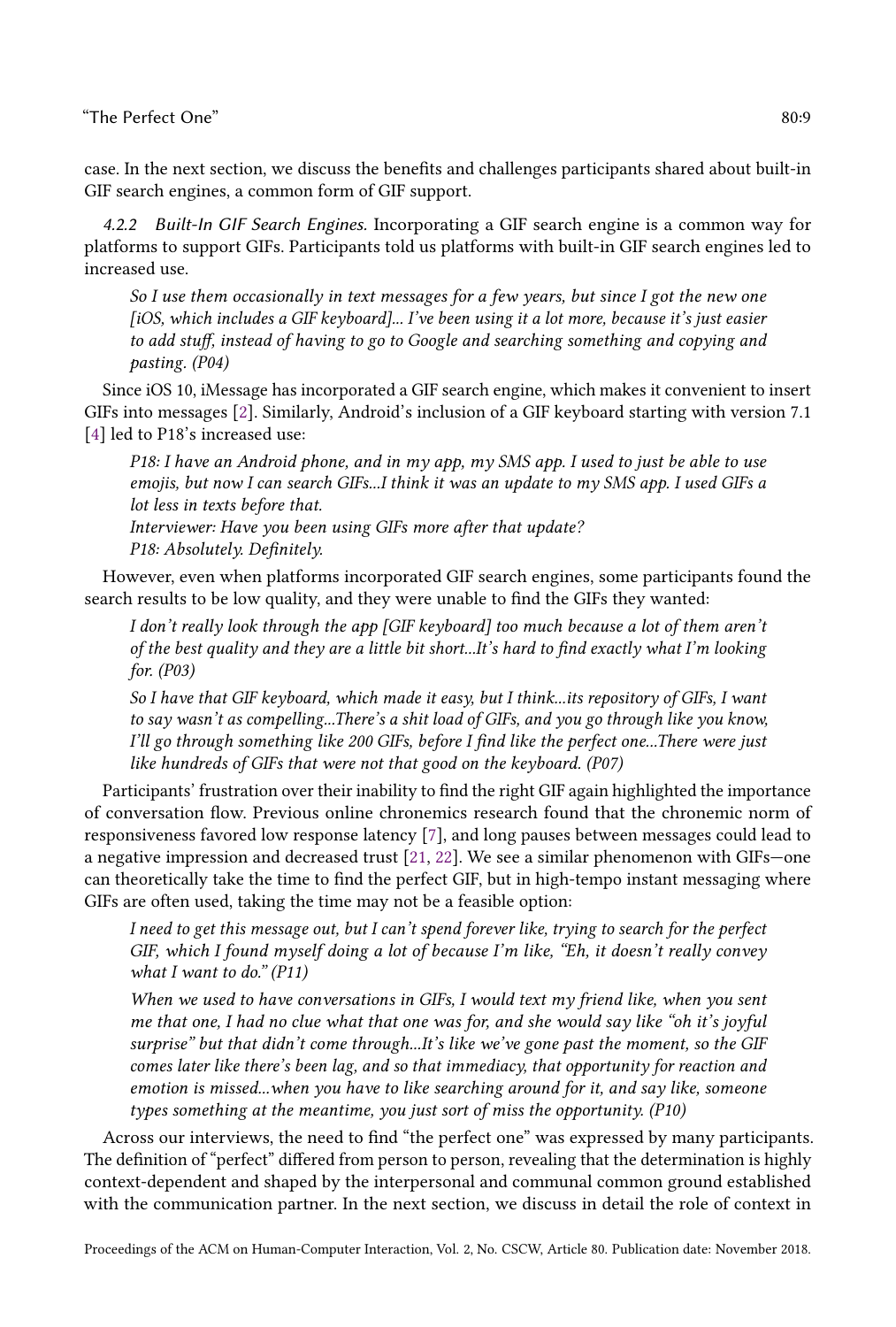case. In the next section, we discuss the benefits and challenges participants shared about built-in GIF search engines, a common form of GIF support.

#### 4.2.2 Built-In GIF Search Engines.

Incorporating a GIF search engine is a common way for platforms to support GIFs. Participants told us platforms with built-in GIF search engines led to increased use.

> *So I use them occasionally in text messages for a few years, but since I got the new one [iOS, which includes a GIF keyboard]... I've been using it a lot more, because it's just easier to add stuff, instead of having to go to Google and searching something and copying and pasting. (P04)*

Since iOS 10, iMessage has incorporated a GIF search engine, which makes it convenient to insert GIFs into messages [2]. Similarly, Android's inclusion of a GIF keyboard starting with version 7.1 [4] led to P18's increased use:

> *P18: I have an Android phone, and in my app, my SMS app. I used to just be able to use emojis, but now I can search GIFs...I think it was an update to my SMS app. I used GIFs a lot less in texts before that.*
> *Interviewer: Have you been using GIFs more after that update?*
> *P18: Absolutely. Definitely.*

However, even when platforms incorporated GIF search engines, some participants found the search results to be low quality, and they were unable to find the GIFs they wanted:

> *I don't really look through the app [GIF keyboard] too much because a lot of them aren't of the best quality and they are a little bit short...It's hard to find exactly what I'm looking for. (P03)*

> *So I have that GIF keyboard, which made it easy, but I think...its repository of GIFs, I want to say wasn't as compelling...There's a shit load of GIFs, and you go through like you know, I'll go through something like 200 GIFs, before I find like the perfect one...There were just like hundreds of GIFs that were not that good on the keyboard. (P07)*

Participants' frustration over their inability to find the right GIF again highlighted the importance of conversation flow. Previous online chronemics research found that the chronemic norm of responsiveness favored low response latency [7], and long pauses between messages could lead to a negative impression and decreased trust [21, 22]. We see a similar phenomenon with GIFs—one can theoretically take the time to find the perfect GIF, but in high-tempo instant messaging where GIFs are often used, taking the time may not be a feasible option:

> *I need to get this message out, but I can't spend forever like, trying to search for the perfect GIF, which I found myself doing a lot of because I'm like, "Eh, it doesn't really convey what I want to do." (P11)*

> *When we used to have conversations in GIFs, I would text my friend like, when you sent me that one, I had no clue what that one was for, and she would say like "oh it's joyful surprise" but that didn't come through...It's like we've gone past the moment, so the GIF comes later like there's been lag, and so that immediacy, that opportunity for reaction and emotion is missed...when you have to like searching around for it, and say like, someone types something at the meantime, you just sort of miss the opportunity. (P10)*

Across our interviews, the need to find "the perfect one" was expressed by many participants. The definition of "perfect" differed from person to person, revealing that the determination is highly context-dependent and shaped by the interpersonal and communal common ground established with the communication partner. In the next section, we discuss in detail the role of context in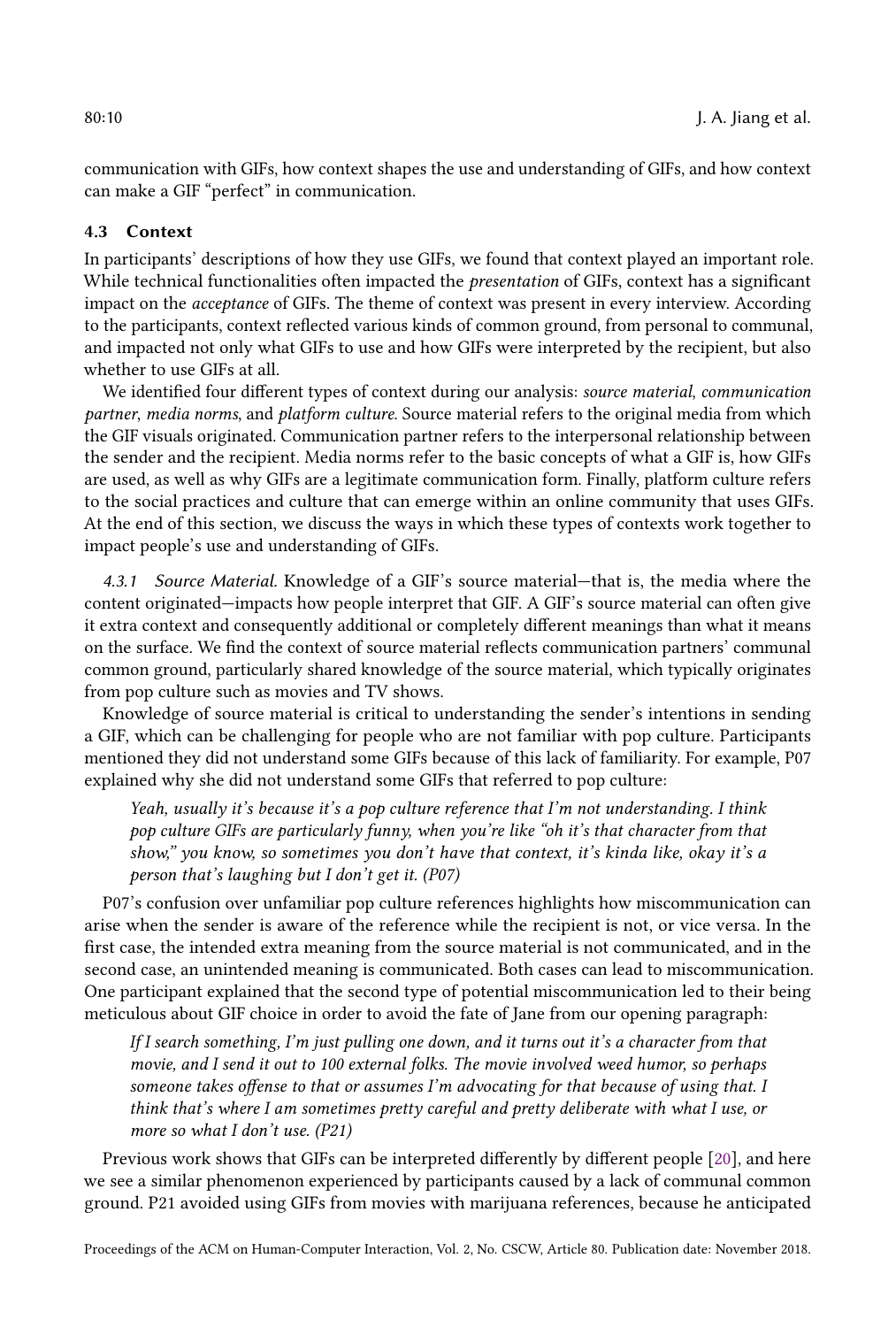communication with GIFs, how context shapes the use and understanding of GIFs, and how context can make a GIF "perfect" in communication.

### 4.3 Context

In participants' descriptions of how they use GIFs, we found that context played an important role. While technical functionalities often impacted the *presentation* of GIFs, context has a significant impact on the *acceptance* of GIFs. The theme of context was present in every interview. According to the participants, context reflected various kinds of common ground, from personal to communal, and impacted not only what GIFs to use and how GIFs were interpreted by the recipient, but also whether to use GIFs at all.

We identified four different types of context during our analysis: *source material*, *communication partner*, *media norms*, and *platform culture*. Source material refers to the original media from which the GIF visuals originated. Communication partner refers to the interpersonal relationship between the sender and the recipient. Media norms refer to the basic concepts of what a GIF is, how GIFs are used, as well as why GIFs are a legitimate communication form. Finally, platform culture refers to the social practices and culture that can emerge within an online community that uses GIFs. At the end of this section, we discuss the ways in which these types of contexts work together to impact people's use and understanding of GIFs.

#### 4.3.1 *Source Material.*

Knowledge of a GIF's source material—that is, the media where the content originated—impacts how people interpret that GIF. A GIF's source material can often give it extra context and consequently additional or completely different meanings than what it means on the surface. We find the context of source material reflects communication partners' communal common ground, particularly shared knowledge of the source material, which typically originates from pop culture such as movies and TV shows.

Knowledge of source material is critical to understanding the sender's intentions in sending a GIF, which can be challenging for people who are not familiar with pop culture. Participants mentioned they did not understand some GIFs because of this lack of familiarity. For example, P07 explained why she did not understand some GIFs that referred to pop culture:

> *Yeah, usually it's because it's a pop culture reference that I'm not understanding. I think pop culture GIFs are particularly funny, when you're like "oh it's that character from that show," you know, so sometimes you don't have that context, it's kinda like, okay it's a person that's laughing but I don't get it. (P07)*

P07's confusion over unfamiliar pop culture references highlights how miscommunication can arise when the sender is aware of the reference while the recipient is not, or vice versa. In the first case, the intended extra meaning from the source material is not communicated, and in the second case, an unintended meaning is communicated. Both cases can lead to miscommunication. One participant explained that the second type of potential miscommunication led to their being meticulous about GIF choice in order to avoid the fate of Jane from our opening paragraph:

> *If I search something, I'm just pulling one down, and it turns out it's a character from that movie, and I send it out to 100 external folks. The movie involved weed humor, so perhaps someone takes offense to that or assumes I'm advocating for that because of using that. I think that's where I am sometimes pretty careful and pretty deliberate with what I use, or more so what I don't use. (P21)*

Previous work shows that GIFs can be interpreted differently by different people [20], and here we see a similar phenomenon experienced by participants caused by a lack of communal common ground. P21 avoided using GIFs from movies with marijuana references, because he anticipated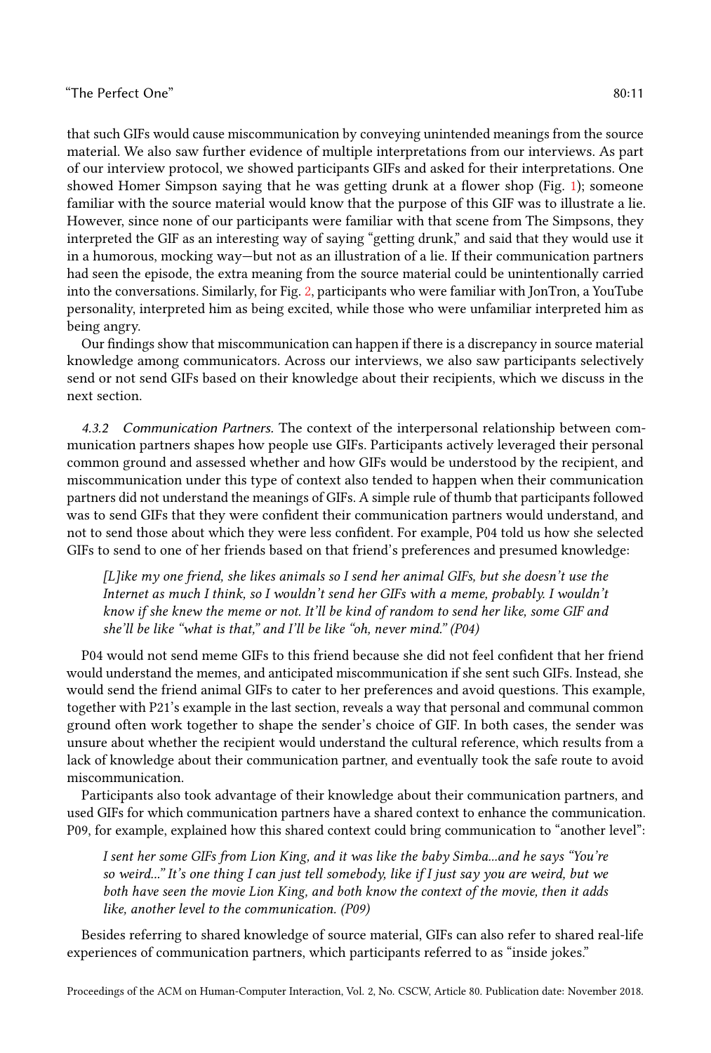that such GIFs would cause miscommunication by conveying unintended meanings from the source material. We also saw further evidence of multiple interpretations from our interviews. As part of our interview protocol, we showed participants GIFs and asked for their interpretations. One showed Homer Simpson saying that he was getting drunk at a flower shop (Fig. 1); someone familiar with the source material would know that the purpose of this GIF was to illustrate a lie. However, since none of our participants were familiar with that scene from The Simpsons, they interpreted the GIF as an interesting way of saying "getting drunk," and said that they would use it in a humorous, mocking way—but not as an illustration of a lie. If their communication partners had seen the episode, the extra meaning from the source material could be unintentionally carried into the conversations. Similarly, for Fig. 2, participants who were familiar with JonTron, a YouTube personality, interpreted him as being excited, while those who were unfamiliar interpreted him as being angry.

Our findings show that miscommunication can happen if there is a discrepancy in source material knowledge among communicators. Across our interviews, we also saw participants selectively send or not send GIFs based on their knowledge about their recipients, which we discuss in the next section.

#### 4.3.2 Communication Partners.

The context of the interpersonal relationship between communication partners shapes how people use GIFs. Participants actively leveraged their personal common ground and assessed whether and how GIFs would be understood by the recipient, and miscommunication under this type of context also tended to happen when their communication partners did not understand the meanings of GIFs. A simple rule of thumb that participants followed was to send GIFs that they were confident their communication partners would understand, and not to send those about which they were less confident. For example, P04 told us how she selected GIFs to send to one of her friends based on that friend's preferences and presumed knowledge:

> *[L]ike my one friend, she likes animals so I send her animal GIFs, but she doesn't use the Internet as much I think, so I wouldn't send her GIFs with a meme, probably. I wouldn't know if she knew the meme or not. It'll be kind of random to send her like, some GIF and she'll be like "what is that," and I'll be like "oh, never mind." (P04)*

P04 would not send meme GIFs to this friend because she did not feel confident that her friend would understand the memes, and anticipated miscommunication if she sent such GIFs. Instead, she would send the friend animal GIFs to cater to her preferences and avoid questions. This example, together with P21's example in the last section, reveals a way that personal and communal common ground often work together to shape the sender's choice of GIF. In both cases, the sender was unsure about whether the recipient would understand the cultural reference, which results from a lack of knowledge about their communication partner, and eventually took the safe route to avoid miscommunication.

Participants also took advantage of their knowledge about their communication partners, and used GIFs for which communication partners have a shared context to enhance the communication. P09, for example, explained how this shared context could bring communication to "another level":

> *I sent her some GIFs from Lion King, and it was like the baby Simba...and he says "You're so weird..." It's one thing I can just tell somebody, like if I just say you are weird, but we both have seen the movie Lion King, and both know the context of the movie, then it adds like, another level to the communication. (P09)*

Besides referring to shared knowledge of source material, GIFs can also refer to shared real-life experiences of communication partners, which participants referred to as "inside jokes."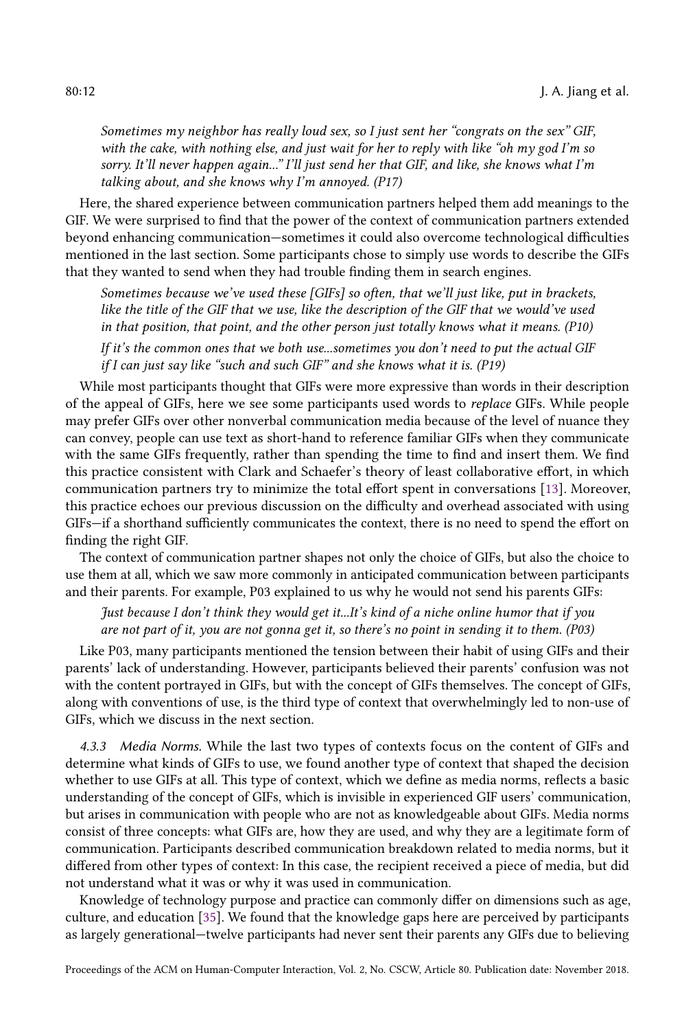> *Sometimes my neighbor has really loud sex, so I just sent her "congrats on the sex" GIF, with the cake, with nothing else, and just wait for her to reply with like "oh my god I'm so sorry. It'll never happen again..." I'll just send her that GIF, and like, she knows what I'm talking about, and she knows why I'm annoyed. (P17)*

Here, the shared experience between communication partners helped them add meanings to the GIF. We were surprised to find that the power of the context of communication partners extended beyond enhancing communication—sometimes it could also overcome technological difficulties mentioned in the last section. Some participants chose to simply use words to describe the GIFs that they wanted to send when they had trouble finding them in search engines.

> *Sometimes because we've used these [GIFs] so often, that we'll just like, put in brackets, like the title of the GIF that we use, like the description of the GIF that we would've used in that position, that point, and the other person just totally knows what it means. (P10)*

> *If it's the common ones that we both use...sometimes you don't need to put the actual GIF if I can just say like "such and such GIF" and she knows what it is. (P19)*

While most participants thought that GIFs were more expressive than words in their description of the appeal of GIFs, here we see some participants used words to *replace* GIFs. While people may prefer GIFs over other nonverbal communication media because of the level of nuance they can convey, people can use text as short-hand to reference familiar GIFs when they communicate with the same GIFs frequently, rather than spending the time to find and insert them. We find this practice consistent with Clark and Schaefer's theory of least collaborative effort, in which communication partners try to minimize the total effort spent in conversations [13]. Moreover, this practice echoes our previous discussion on the difficulty and overhead associated with using GIFs—if a shorthand sufficiently communicates the context, there is no need to spend the effort on finding the right GIF.

The context of communication partner shapes not only the choice of GIFs, but also the choice to use them at all, which we saw more commonly in anticipated communication between participants and their parents. For example, P03 explained to us why he would not send his parents GIFs:

> *Just because I don't think they would get it...It's kind of a niche online humor that if you are not part of it, you are not gonna get it, so there's no point in sending it to them. (P03)*

Like P03, many participants mentioned the tension between their habit of using GIFs and their parents' lack of understanding. However, participants believed their parents' confusion was not with the content portrayed in GIFs, but with the concept of GIFs themselves. The concept of GIFs, along with conventions of use, is the third type of context that overwhelmingly led to non-use of GIFs, which we discuss in the next section.

#### 4.3.3 Media Norms.

While the last two types of contexts focus on the content of GIFs and determine what kinds of GIFs to use, we found another type of context that shaped the decision whether to use GIFs at all. This type of context, which we define as media norms, reflects a basic understanding of the concept of GIFs, which is invisible in experienced GIF users' communication, but arises in communication with people who are not as knowledgeable about GIFs. Media norms consist of three concepts: what GIFs are, how they are used, and why they are a legitimate form of communication. Participants described communication breakdown related to media norms, but it differed from other types of context: In this case, the recipient received a piece of media, but did not understand what it was or why it was used in communication.

Knowledge of technology purpose and practice can commonly differ on dimensions such as age, culture, and education [35]. We found that the knowledge gaps here are perceived by participants as largely generational—twelve participants had never sent their parents any GIFs due to believing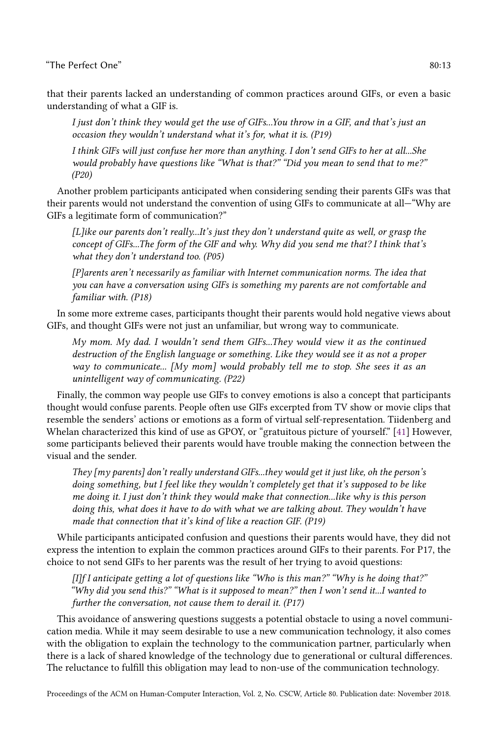that their parents lacked an understanding of common practices around GIFs, or even a basic understanding of what a GIF is.

> *I just don't think they would get the use of GIFs...You throw in a GIF, and that's just an occasion they wouldn't understand what it's for, what it is. (P19)*

> *I think GIFs will just confuse her more than anything. I don't send GIFs to her at all...She would probably have questions like "What is that?" "Did you mean to send that to me?" (P20)*

Another problem participants anticipated when considering sending their parents GIFs was that their parents would not understand the convention of using GIFs to communicate at all—"Why are GIFs a legitimate form of communication?"

> *[L]ike our parents don't really...It's just they don't understand quite as well, or grasp the concept of GIFs...The form of the GIF and why. Why did you send me that? I think that's what they don't understand too. (P05)*

> *[P]arents aren't necessarily as familiar with Internet communication norms. The idea that you can have a conversation using GIFs is something my parents are not comfortable and familiar with. (P18)*

In some more extreme cases, participants thought their parents would hold negative views about GIFs, and thought GIFs were not just an unfamiliar, but wrong way to communicate.

> *My mom. My dad. I wouldn't send them GIFs...They would view it as the continued destruction of the English language or something. Like they would see it as not a proper way to communicate... [My mom] would probably tell me to stop. She sees it as an unintelligent way of communicating. (P22)*

Finally, the common way people use GIFs to convey emotions is also a concept that participants thought would confuse parents. People often use GIFs excerpted from TV show or movie clips that resemble the senders' actions or emotions as a form of virtual self-representation. Tiidenberg and Whelan characterized this kind of use as GPOY, or "gratuitous picture of yourself." [41] However, some participants believed their parents would have trouble making the connection between the visual and the sender.

> *They [my parents] don't really understand GIFs...they would get it just like, oh the person's doing something, but I feel like they wouldn't completely get that it's supposed to be like me doing it. I just don't think they would make that connection...like why is this person doing this, what does it have to do with what we are talking about. They wouldn't have made that connection that it's kind of like a reaction GIF. (P19)*

While participants anticipated confusion and questions their parents would have, they did not express the intention to explain the common practices around GIFs to their parents. For P17, the choice to not send GIFs to her parents was the result of her trying to avoid questions:

> *[I]f I anticipate getting a lot of questions like "Who is this man?" "Why is he doing that?" "Why did you send this?" "What is it supposed to mean?" then I won't send it...I wanted to further the conversation, not cause them to derail it. (P17)*

This avoidance of answering questions suggests a potential obstacle to using a novel communication media. While it may seem desirable to use a new communication technology, it also comes with the obligation to explain the technology to the communication partner, particularly when there is a lack of shared knowledge of the technology due to generational or cultural differences. The reluctance to fulfill this obligation may lead to non-use of the communication technology.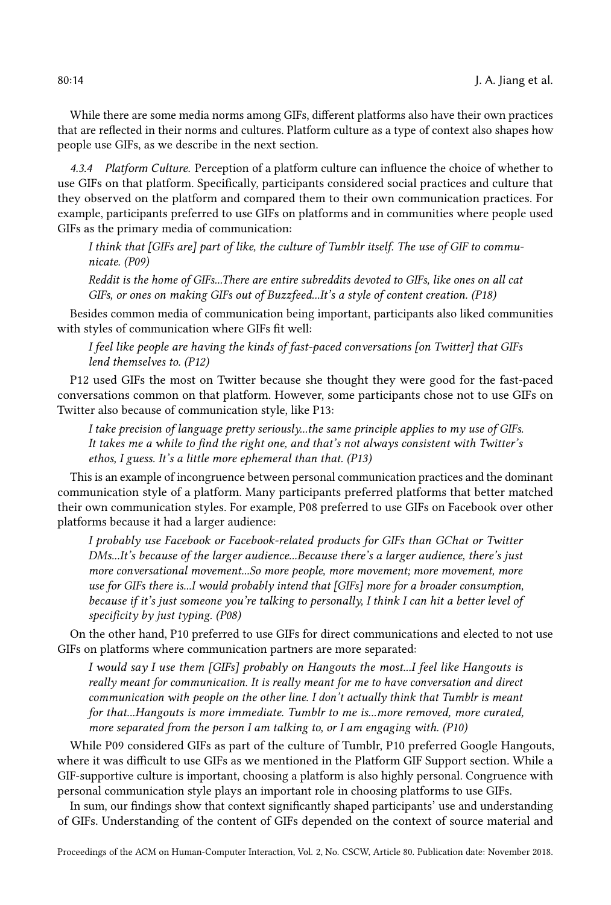While there are some media norms among GIFs, different platforms also have their own practices that are reflected in their norms and cultures. Platform culture as a type of context also shapes how people use GIFs, as we describe in the next section.

*4.3.4 Platform Culture.* Perception of a platform culture can influence the choice of whether to use GIFs on that platform. Specifically, participants considered social practices and culture that they observed on the platform and compared them to their own communication practices. For example, participants preferred to use GIFs on platforms and in communities where people used GIFs as the primary media of communication:

> *I think that [GIFs are] part of like, the culture of Tumblr itself. The use of GIF to communicate. (P09)*

> *Reddit is the home of GIFs...There are entire subreddits devoted to GIFs, like ones on all cat GIFs, or ones on making GIFs out of Buzzfeed...It's a style of content creation. (P18)*

Besides common media of communication being important, participants also liked communities with styles of communication where GIFs fit well:

> *I feel like people are having the kinds of fast-paced conversations [on Twitter] that GIFs lend themselves to. (P12)*

P12 used GIFs the most on Twitter because she thought they were good for the fast-paced conversations common on that platform. However, some participants chose not to use GIFs on Twitter also because of communication style, like P13:

> *I take precision of language pretty seriously...the same principle applies to my use of GIFs. It takes me a while to find the right one, and that's not always consistent with Twitter's ethos, I guess. It's a little more ephemeral than that. (P13)*

This is an example of incongruence between personal communication practices and the dominant communication style of a platform. Many participants preferred platforms that better matched their own communication styles. For example, P08 preferred to use GIFs on Facebook over other platforms because it had a larger audience:

> *I probably use Facebook or Facebook-related products for GIFs than GChat or Twitter DMs...It's because of the larger audience...Because there's a larger audience, there's just more conversational movement...So more people, more movement; more movement, more use for GIFs there is...I would probably intend that [GIFs] more for a broader consumption, because if it's just someone you're talking to personally, I think I can hit a better level of specificity by just typing. (P08)*

On the other hand, P10 preferred to use GIFs for direct communications and elected to not use GIFs on platforms where communication partners are more separated:

> *I would say I use them [GIFs] probably on Hangouts the most...I feel like Hangouts is really meant for communication. It is really meant for me to have conversation and direct communication with people on the other line. I don't actually think that Tumblr is meant for that...Hangouts is more immediate. Tumblr to me is...more removed, more curated, more separated from the person I am talking to, or I am engaging with. (P10)*

While P09 considered GIFs as part of the culture of Tumblr, P10 preferred Google Hangouts, where it was difficult to use GIFs as we mentioned in the Platform GIF Support section. While a GIF-supportive culture is important, choosing a platform is also highly personal. Congruence with personal communication style plays an important role in choosing platforms to use GIFs.

In sum, our findings show that context significantly shaped participants' use and understanding of GIFs. Understanding of the content of GIFs depended on the context of source material and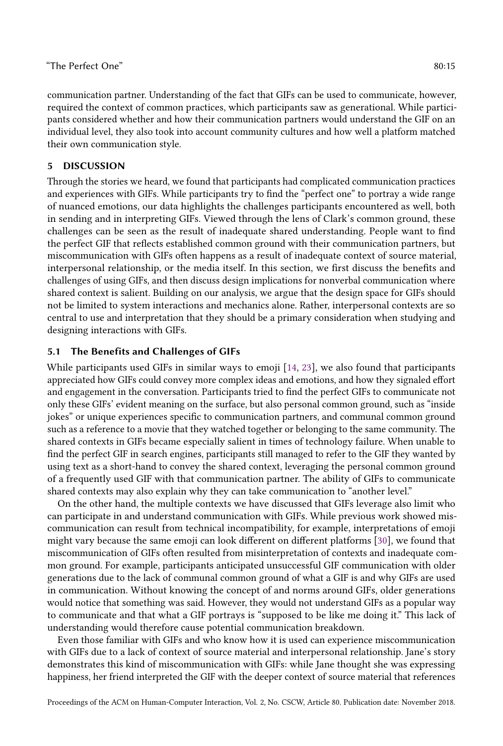communication partner. Understanding of the fact that GIFs can be used to communicate, however, required the context of common practices, which participants saw as generational. While participants considered whether and how their communication partners would understand the GIF on an individual level, they also took into account community cultures and how well a platform matched their own communication style.

## 5 DISCUSSION

Through the stories we heard, we found that participants had complicated communication practices and experiences with GIFs. While participants try to find the "perfect one" to portray a wide range of nuanced emotions, our data highlights the challenges participants encountered as well, both in sending and in interpreting GIFs. Viewed through the lens of Clark's common ground, these challenges can be seen as the result of inadequate shared understanding. People want to find the perfect GIF that reflects established common ground with their communication partners, but miscommunication with GIFs often happens as a result of inadequate context of source material, interpersonal relationship, or the media itself. In this section, we first discuss the benefits and challenges of using GIFs, and then discuss design implications for nonverbal communication where shared context is salient. Building on our analysis, we argue that the design space for GIFs should not be limited to system interactions and mechanics alone. Rather, interpersonal contexts are so central to use and interpretation that they should be a primary consideration when studying and designing interactions with GIFs.

### 5.1 The Benefits and Challenges of GIFs

While participants used GIFs in similar ways to emoji [14, 23], we also found that participants appreciated how GIFs could convey more complex ideas and emotions, and how they signaled effort and engagement in the conversation. Participants tried to find the perfect GIFs to communicate not only these GIFs' evident meaning on the surface, but also personal common ground, such as "inside jokes" or unique experiences specific to communication partners, and communal common ground such as a reference to a movie that they watched together or belonging to the same community. The shared contexts in GIFs became especially salient in times of technology failure. When unable to find the perfect GIF in search engines, participants still managed to refer to the GIF they wanted by using text as a short-hand to convey the shared context, leveraging the personal common ground of a frequently used GIF with that communication partner. The ability of GIFs to communicate shared contexts may also explain why they can take communication to "another level."

On the other hand, the multiple contexts we have discussed that GIFs leverage also limit who can participate in and understand communication with GIFs. While previous work showed miscommunication can result from technical incompatibility, for example, interpretations of emoji might vary because the same emoji can look different on different platforms [30], we found that miscommunication of GIFs often resulted from misinterpretation of contexts and inadequate common ground. For example, participants anticipated unsuccessful GIF communication with older generations due to the lack of communal common ground of what a GIF is and why GIFs are used in communication. Without knowing the concept of and norms around GIFs, older generations would notice that something was said. However, they would not understand GIFs as a popular way to communicate and that what a GIF portrays is "supposed to be like me doing it." This lack of understanding would therefore cause potential communication breakdown.

Even those familiar with GIFs and who know how it is used can experience miscommunication with GIFs due to a lack of context of source material and interpersonal relationship. Jane's story demonstrates this kind of miscommunication with GIFs: while Jane thought she was expressing happiness, her friend interpreted the GIF with the deeper context of source material that references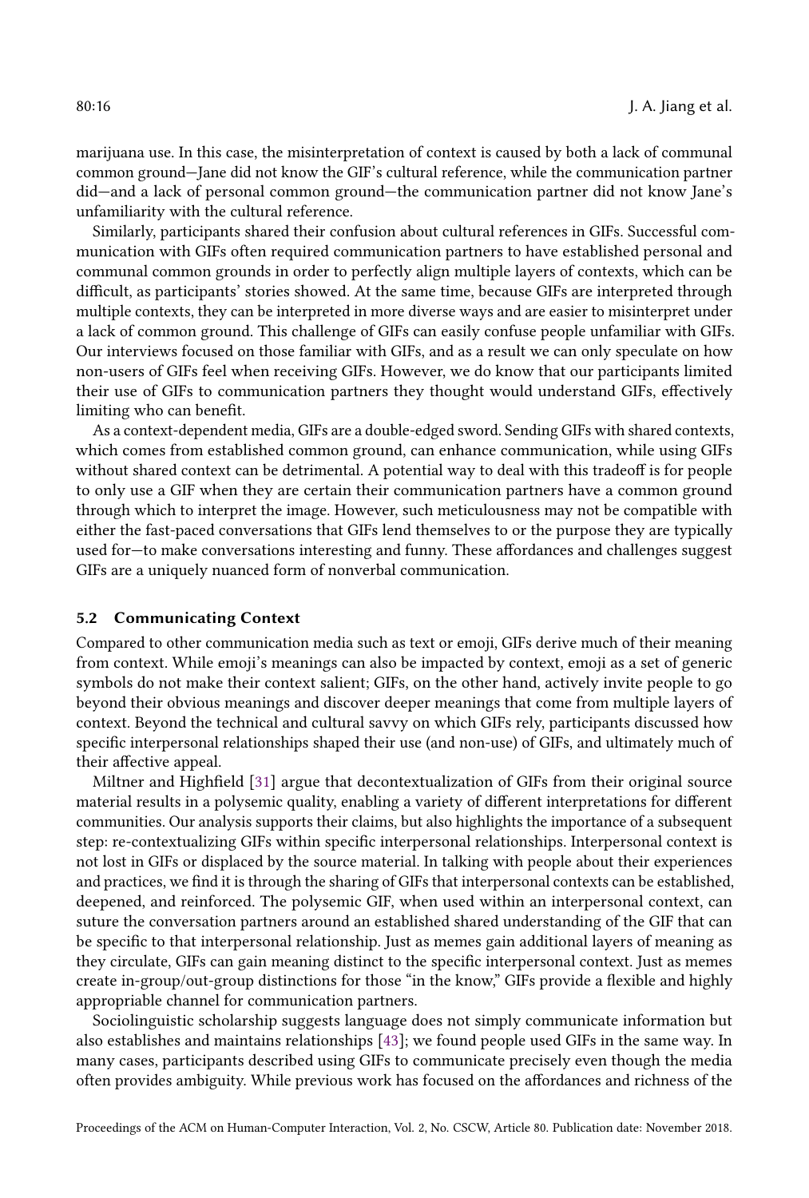marijuana use. In this case, the misinterpretation of context is caused by both a lack of communal common ground—Jane did not know the GIF's cultural reference, while the communication partner did—and a lack of personal common ground—the communication partner did not know Jane's unfamiliarity with the cultural reference.

Similarly, participants shared their confusion about cultural references in GIFs. Successful communication with GIFs often required communication partners to have established personal and communal common grounds in order to perfectly align multiple layers of contexts, which can be difficult, as participants' stories showed. At the same time, because GIFs are interpreted through multiple contexts, they can be interpreted in more diverse ways and are easier to misinterpret under a lack of common ground. This challenge of GIFs can easily confuse people unfamiliar with GIFs. Our interviews focused on those familiar with GIFs, and as a result we can only speculate on how non-users of GIFs feel when receiving GIFs. However, we do know that our participants limited their use of GIFs to communication partners they thought would understand GIFs, effectively limiting who can benefit.

As a context-dependent media, GIFs are a double-edged sword. Sending GIFs with shared contexts, which comes from established common ground, can enhance communication, while using GIFs without shared context can be detrimental. A potential way to deal with this tradeoff is for people to only use a GIF when they are certain their communication partners have a common ground through which to interpret the image. However, such meticulousness may not be compatible with either the fast-paced conversations that GIFs lend themselves to or the purpose they are typically used for—to make conversations interesting and funny. These affordances and challenges suggest GIFs are a uniquely nuanced form of nonverbal communication.

### 5.2 Communicating Context

Compared to other communication media such as text or emoji, GIFs derive much of their meaning from context. While emoji's meanings can also be impacted by context, emoji as a set of generic symbols do not make their context salient; GIFs, on the other hand, actively invite people to go beyond their obvious meanings and discover deeper meanings that come from multiple layers of context. Beyond the technical and cultural savvy on which GIFs rely, participants discussed how specific interpersonal relationships shaped their use (and non-use) of GIFs, and ultimately much of their affective appeal.

Miltner and Highfield [31] argue that decontextualization of GIFs from their original source material results in a polysemic quality, enabling a variety of different interpretations for different communities. Our analysis supports their claims, but also highlights the importance of a subsequent step: re-contextualizing GIFs within specific interpersonal relationships. Interpersonal context is not lost in GIFs or displaced by the source material. In talking with people about their experiences and practices, we find it is through the sharing of GIFs that interpersonal contexts can be established, deepened, and reinforced. The polysemic GIF, when used within an interpersonal context, can suture the conversation partners around an established shared understanding of the GIF that can be specific to that interpersonal relationship. Just as memes gain additional layers of meaning as they circulate, GIFs can gain meaning distinct to the specific interpersonal context. Just as memes create in-group/out-group distinctions for those "in the know," GIFs provide a flexible and highly appropriable channel for communication partners.

Sociolinguistic scholarship suggests language does not simply communicate information but also establishes and maintains relationships [43]; we found people used GIFs in the same way. In many cases, participants described using GIFs to communicate precisely even though the media often provides ambiguity. While previous work has focused on the affordances and richness of the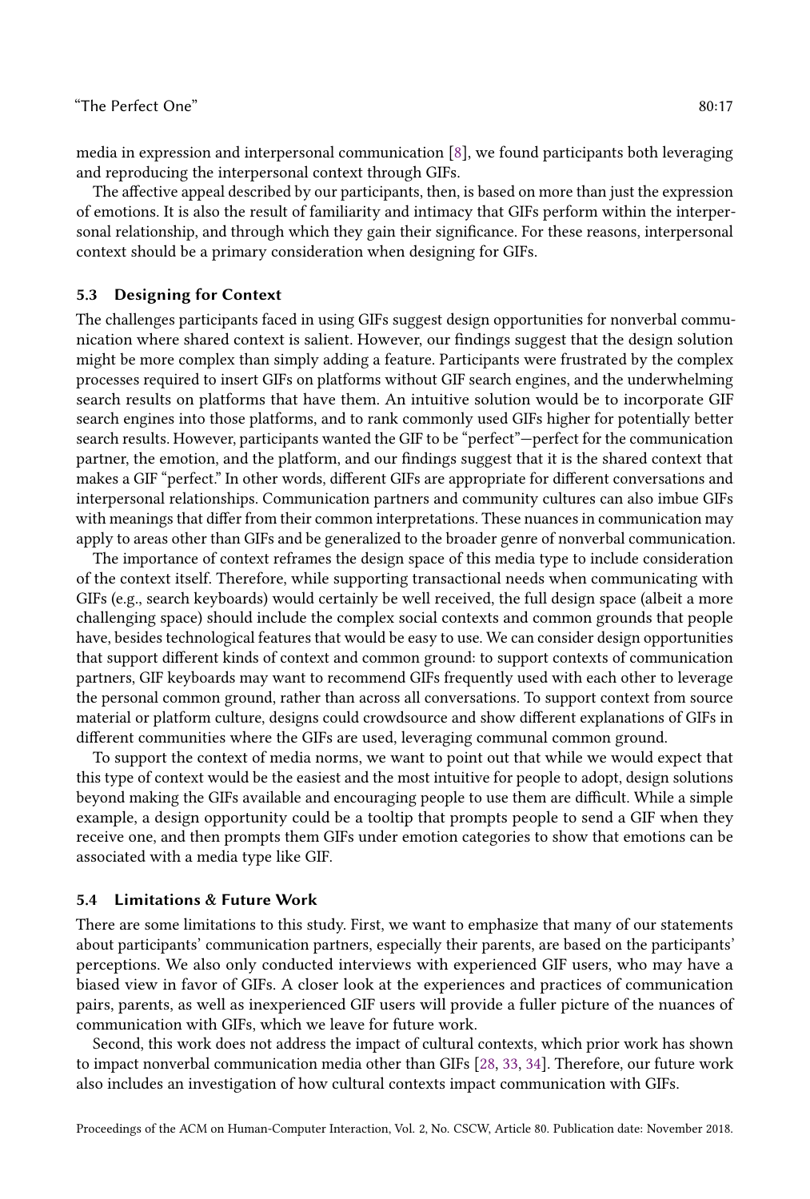media in expression and interpersonal communication [8], we found participants both leveraging and reproducing the interpersonal context through GIFs.

The affective appeal described by our participants, then, is based on more than just the expression of emotions. It is also the result of familiarity and intimacy that GIFs perform within the interpersonal relationship, and through which they gain their significance. For these reasons, interpersonal context should be a primary consideration when designing for GIFs.

### 5.3 Designing for Context

The challenges participants faced in using GIFs suggest design opportunities for nonverbal communication where shared context is salient. However, our findings suggest that the design solution might be more complex than simply adding a feature. Participants were frustrated by the complex processes required to insert GIFs on platforms without GIF search engines, and the underwhelming search results on platforms that have them. An intuitive solution would be to incorporate GIF search engines into those platforms, and to rank commonly used GIFs higher for potentially better search results. However, participants wanted the GIF to be "perfect"—perfect for the communication partner, the emotion, and the platform, and our findings suggest that it is the shared context that makes a GIF "perfect." In other words, different GIFs are appropriate for different conversations and interpersonal relationships. Communication partners and community cultures can also imbue GIFs with meanings that differ from their common interpretations. These nuances in communication may apply to areas other than GIFs and be generalized to the broader genre of nonverbal communication.

The importance of context reframes the design space of this media type to include consideration of the context itself. Therefore, while supporting transactional needs when communicating with GIFs (e.g., search keyboards) would certainly be well received, the full design space (albeit a more challenging space) should include the complex social contexts and common grounds that people have, besides technological features that would be easy to use. We can consider design opportunities that support different kinds of context and common ground: to support contexts of communication partners, GIF keyboards may want to recommend GIFs frequently used with each other to leverage the personal common ground, rather than across all conversations. To support context from source material or platform culture, designs could crowdsource and show different explanations of GIFs in different communities where the GIFs are used, leveraging communal common ground.

To support the context of media norms, we want to point out that while we would expect that this type of context would be the easiest and the most intuitive for people to adopt, design solutions beyond making the GIFs available and encouraging people to use them are difficult. While a simple example, a design opportunity could be a tooltip that prompts people to send a GIF when they receive one, and then prompts them GIFs under emotion categories to show that emotions can be associated with a media type like GIF.

### 5.4 Limitations & Future Work

There are some limitations to this study. First, we want to emphasize that many of our statements about participants' communication partners, especially their parents, are based on the participants' perceptions. We also only conducted interviews with experienced GIF users, who may have a biased view in favor of GIFs. A closer look at the experiences and practices of communication pairs, parents, as well as inexperienced GIF users will provide a fuller picture of the nuances of communication with GIFs, which we leave for future work.

Second, this work does not address the impact of cultural contexts, which prior work has shown to impact nonverbal communication media other than GIFs [28, 33, 34]. Therefore, our future work also includes an investigation of how cultural contexts impact communication with GIFs.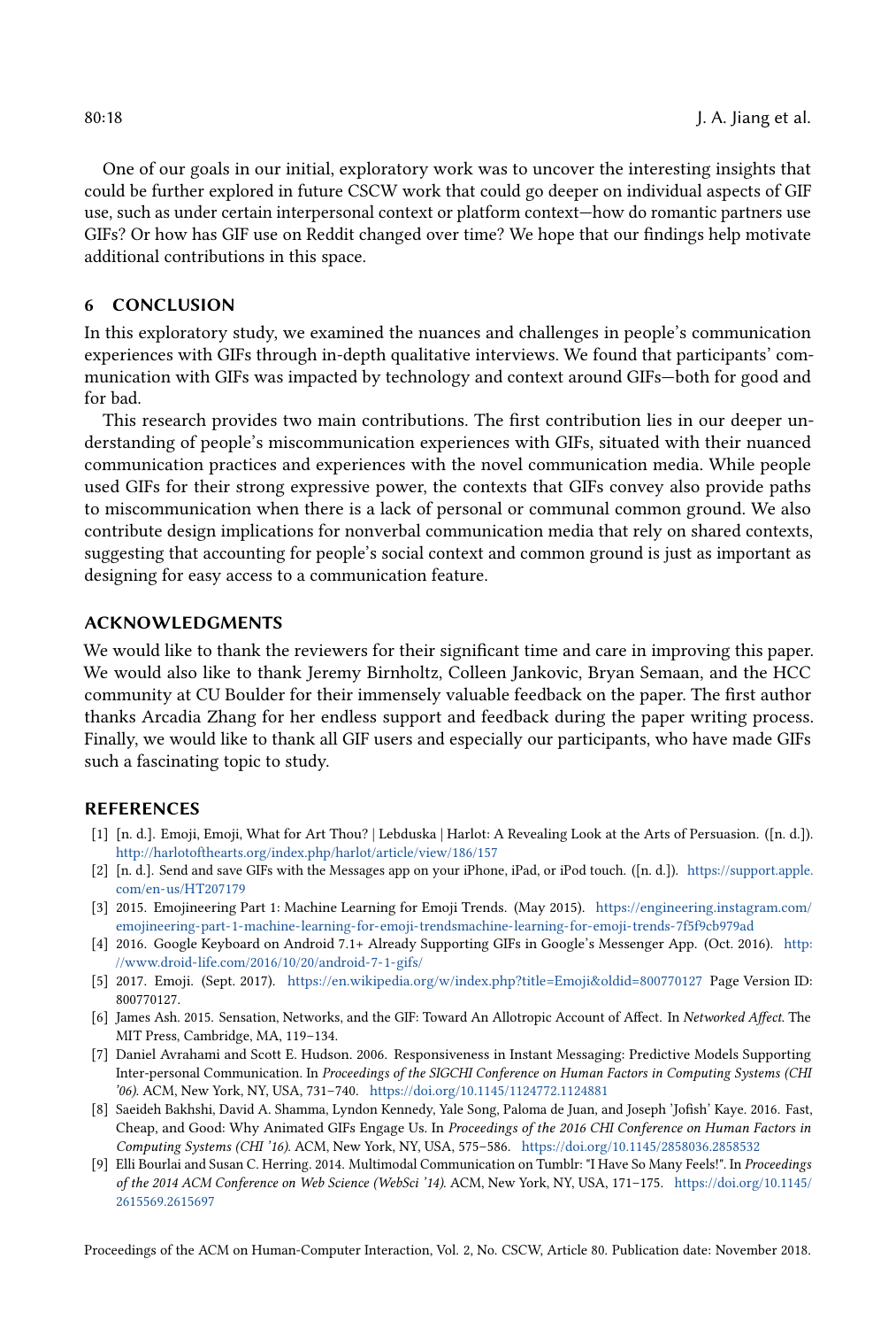One of our goals in our initial, exploratory work was to uncover the interesting insights that could be further explored in future CSCW work that could go deeper on individual aspects of GIF use, such as under certain interpersonal context or platform context—how do romantic partners use GIFs? Or how has GIF use on Reddit changed over time? We hope that our findings help motivate additional contributions in this space.

## 6 CONCLUSION

In this exploratory study, we examined the nuances and challenges in people's communication experiences with GIFs through in-depth qualitative interviews. We found that participants' communication with GIFs was impacted by technology and context around GIFs—both for good and for bad.

This research provides two main contributions. The first contribution lies in our deeper understanding of people's miscommunication experiences with GIFs, situated with their nuanced communication practices and experiences with the novel communication media. While people used GIFs for their strong expressive power, the contexts that GIFs convey also provide paths to miscommunication when there is a lack of personal or communal common ground. We also contribute design implications for nonverbal communication media that rely on shared contexts, suggesting that accounting for people's social context and common ground is just as important as designing for easy access to a communication feature.

## ACKNOWLEDGMENTS

We would like to thank the reviewers for their significant time and care in improving this paper. We would also like to thank Jeremy Birnholtz, Colleen Jankovic, Bryan Semaan, and the HCC community at CU Boulder for their immensely valuable feedback on the paper. The first author thanks Arcadia Zhang for her endless support and feedback during the paper writing process. Finally, we would like to thank all GIF users and especially our participants, who have made GIFs such a fascinating topic to study.

## REFERENCES

[1] [n. d.]. Emoji, Emoji, What for Art Thou? | Lebduska | Harlot: A Revealing Look at the Arts of Persuasion. ([n. d.]). http://harlotofthearts.org/index.php/harlot/article/view/186/157

[2] [n. d.]. Send and save GIFs with the Messages app on your iPhone, iPad, or iPod touch. ([n. d.]). https://support.apple.com/en-us/HT207179

[3] 2015. Emojineering Part 1: Machine Learning for Emoji Trends. (May 2015). https://engineering.instagram.com/emojineering-part-1-machine-learning-for-emoji-trendsmachine-learning-for-emoji-trends-7f5f9cb979ad

[4] 2016. Google Keyboard on Android 7.1+ Already Supporting GIFs in Google's Messenger App. (Oct. 2016). http://www.droid-life.com/2016/10/20/android-7-1-gifs/

[5] 2017. Emoji. (Sept. 2017). https://en.wikipedia.org/w/index.php?title=Emoji&oldid=800770127 Page Version ID: 800770127.

[6] James Ash. 2015. Sensation, Networks, and the GIF: Toward An Allotropic Account of Affect. In *Networked Affect*. The MIT Press, Cambridge, MA, 119–134.

[7] Daniel Avrahami and Scott E. Hudson. 2006. Responsiveness in Instant Messaging: Predictive Models Supporting Inter-personal Communication. In *Proceedings of the SIGCHI Conference on Human Factors in Computing Systems (CHI '06)*. ACM, New York, NY, USA, 731–740. https://doi.org/10.1145/1124772.1124881

[8] Saeideh Bakhshi, David A. Shamma, Lyndon Kennedy, Yale Song, Paloma de Juan, and Joseph 'Jofish' Kaye. 2016. Fast, Cheap, and Good: Why Animated GIFs Engage Us. In *Proceedings of the 2016 CHI Conference on Human Factors in Computing Systems (CHI '16)*. ACM, New York, NY, USA, 575–586. https://doi.org/10.1145/2858036.2858532

[9] Elli Bourlai and Susan C. Herring. 2014. Multimodal Communication on Tumblr: "I Have So Many Feels!". In *Proceedings of the 2014 ACM Conference on Web Science (WebSci '14)*. ACM, New York, NY, USA, 171–175. https://doi.org/10.1145/2615569.2615697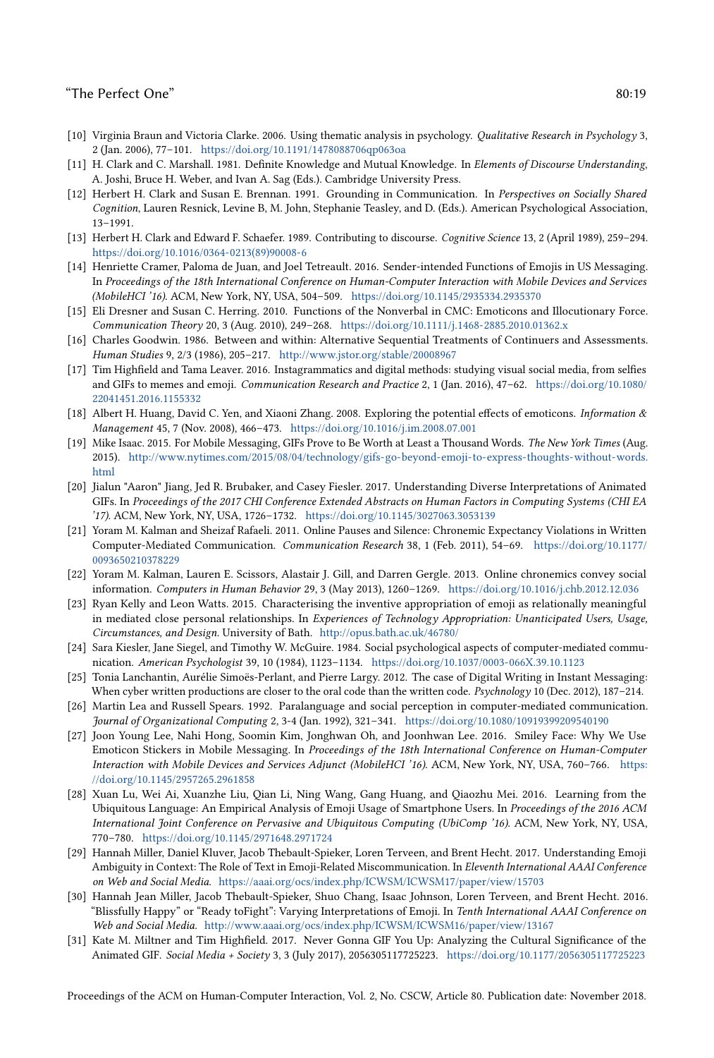[10] Virginia Braun and Victoria Clarke. 2006. Using thematic analysis in psychology. *Qualitative Research in Psychology* 3, 2 (Jan. 2006), 77–101. https://doi.org/10.1191/1478088706qp063oa

[11] H. Clark and C. Marshall. 1981. Definite Knowledge and Mutual Knowledge. In *Elements of Discourse Understanding*, A. Joshi, Bruce H. Weber, and Ivan A. Sag (Eds.). Cambridge University Press.

[12] Herbert H. Clark and Susan E. Brennan. 1991. Grounding in Communication. In *Perspectives on Socially Shared Cognition*, Lauren Resnick, Levine B, M. John, Stephanie Teasley, and D. (Eds.). American Psychological Association, 13–1991.

[13] Herbert H. Clark and Edward F. Schaefer. 1989. Contributing to discourse. *Cognitive Science* 13, 2 (April 1989), 259–294. https://doi.org/10.1016/0364-0213(89)90008-6

[14] Henriette Cramer, Paloma de Juan, and Joel Tetreault. 2016. Sender-intended Functions of Emojis in US Messaging. In *Proceedings of the 18th International Conference on Human-Computer Interaction with Mobile Devices and Services (MobileHCI '16)*. ACM, New York, NY, USA, 504–509. https://doi.org/10.1145/2935334.2935370

[15] Eli Dresner and Susan C. Herring. 2010. Functions of the Nonverbal in CMC: Emoticons and Illocutionary Force. *Communication Theory* 20, 3 (Aug. 2010), 249–268. https://doi.org/10.1111/j.1468-2885.2010.01362.x

[16] Charles Goodwin. 1986. Between and within: Alternative Sequential Treatments of Continuers and Assessments. *Human Studies* 9, 2/3 (1986), 205–217. http://www.jstor.org/stable/20008967

[17] Tim Highfield and Tama Leaver. 2016. Instagrammatics and digital methods: studying visual social media, from selfies and GIFs to memes and emoji. *Communication Research and Practice* 2, 1 (Jan. 2016), 47–62. https://doi.org/10.1080/22041451.2016.1155332

[18] Albert H. Huang, David C. Yen, and Xiaoni Zhang. 2008. Exploring the potential effects of emoticons. *Information & Management* 45, 7 (Nov. 2008), 466–473. https://doi.org/10.1016/j.im.2008.07.001

[19] Mike Isaac. 2015. For Mobile Messaging, GIFs Prove to Be Worth at Least a Thousand Words. *The New York Times* (Aug. 2015). http://www.nytimes.com/2015/08/04/technology/gifs-go-beyond-emoji-to-express-thoughts-without-words.html

[20] Jialun "Aaron" Jiang, Jed R. Brubaker, and Casey Fiesler. 2017. Understanding Diverse Interpretations of Animated GIFs. In *Proceedings of the 2017 CHI Conference Extended Abstracts on Human Factors in Computing Systems (CHI EA '17)*. ACM, New York, NY, USA, 1726–1732. https://doi.org/10.1145/3027063.3053139

[21] Yoram M. Kalman and Sheizaf Rafaeli. 2011. Online Pauses and Silence: Chronemic Expectancy Violations in Written Computer-Mediated Communication. *Communication Research* 38, 1 (Feb. 2011), 54–69. https://doi.org/10.1177/0093650210378229

[22] Yoram M. Kalman, Lauren E. Scissors, Alastair J. Gill, and Darren Gergle. 2013. Online chronemics convey social information. *Computers in Human Behavior* 29, 3 (May 2013), 1260–1269. https://doi.org/10.1016/j.chb.2012.12.036

[23] Ryan Kelly and Leon Watts. 2015. Characterising the inventive appropriation of emoji as relationally meaningful in mediated close personal relationships. In *Experiences of Technology Appropriation: Unanticipated Users, Usage, Circumstances, and Design*. University of Bath. http://opus.bath.ac.uk/46780/

[24] Sara Kiesler, Jane Siegel, and Timothy W. McGuire. 1984. Social psychological aspects of computer-mediated communication. *American Psychologist* 39, 10 (1984), 1123–1134. https://doi.org/10.1037/0003-066X.39.10.1123

[25] Tonia Lanchantin, Aurélie Simoës-Perlant, and Pierre Largy. 2012. The case of Digital Writing in Instant Messaging: When cyber written productions are closer to the oral code than the written code. *Psychology* 10 (Dec. 2012), 187–214.

[26] Martin Lea and Russell Spears. 1992. Paralanguage and social perception in computer-mediated communication. *Journal of Organizational Computing* 2, 3-4 (Jan. 1992), 321–341. https://doi.org/10.1080/10919399209540190

[27] Joon Young Lee, Nahi Hong, Soomin Kim, Jonghwan Oh, and Joonhwan Lee. 2016. Smiley Face: Why We Use Emoticon Stickers in Mobile Messaging. In *Proceedings of the 18th International Conference on Human-Computer Interaction with Mobile Devices and Services Adjunct (MobileHCI '16)*. ACM, New York, NY, USA, 760–766. https://doi.org/10.1145/2957265.2961858

[28] Xuan Lu, Wei Ai, Xuanzhe Liu, Qian Li, Ning Wang, Gang Huang, and Qiaozhu Mei. 2016. Learning from the Ubiquitous Language: An Empirical Analysis of Emoji Usage of Smartphone Users. In *Proceedings of the 2016 ACM International Joint Conference on Pervasive and Ubiquitous Computing (UbiComp '16)*. ACM, New York, NY, USA, 770–780. https://doi.org/10.1145/2971648.2971724

[29] Hannah Miller, Daniel Kluver, Jacob Thebault-Spieker, Loren Terveen, and Brent Hecht. 2017. Understanding Emoji Ambiguity in Context: The Role of Text in Emoji-Related Miscommunication. In *Eleventh International AAAI Conference on Web and Social Media*. https://aaai.org/ocs/index.php/ICWSM/ICWSM17/paper/view/15703

[30] Hannah Jean Miller, Jacob Thebault-Spieker, Shuo Chang, Isaac Johnson, Loren Terveen, and Brent Hecht. 2016. "Blissfully Happy" or "Ready toFight": Varying Interpretations of Emoji. In *Tenth International AAAI Conference on Web and Social Media*. http://www.aaai.org/ocs/index.php/ICWSM/ICWSM16/paper/view/13167

[31] Kate M. Miltner and Tim Highfield. 2017. Never Gonna GIF You Up: Analyzing the Cultural Significance of the Animated GIF. *Social Media + Society* 3, 3 (July 2017), 2056305117725223. https://doi.org/10.1177/2056305117725223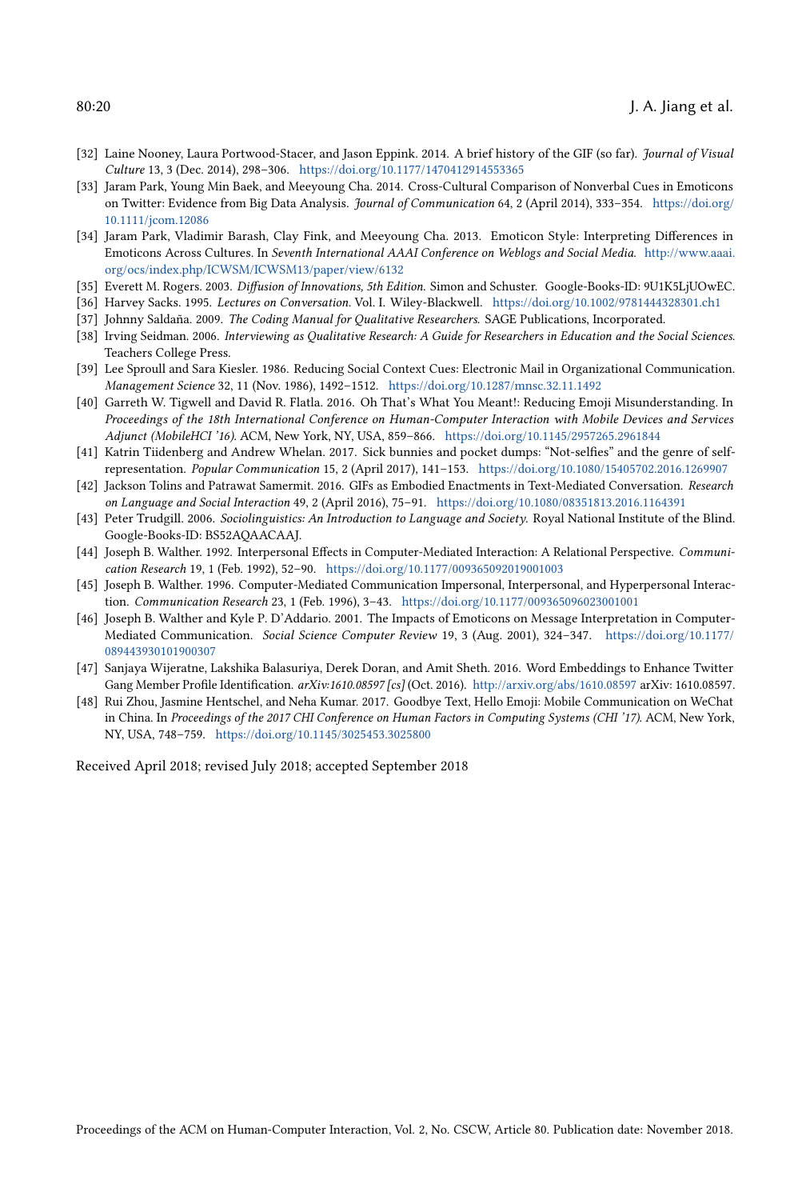[32] Laine Nooney, Laura Portwood-Stacer, and Jason Eppink. 2014. A brief history of the GIF (so far). *Journal of Visual Culture* 13, 3 (Dec. 2014), 298–306. https://doi.org/10.1177/1470412914553365

[33] Jaram Park, Young Min Baek, and Meeyoung Cha. 2014. Cross-Cultural Comparison of Nonverbal Cues in Emoticons on Twitter: Evidence from Big Data Analysis. *Journal of Communication* 64, 2 (April 2014), 333–354. https://doi.org/10.1111/jcom.12086

[34] Jaram Park, Vladimir Barash, Clay Fink, and Meeyoung Cha. 2013. Emoticon Style: Interpreting Differences in Emoticons Across Cultures. In *Seventh International AAAI Conference on Weblogs and Social Media*. http://www.aaai.org/ocs/index.php/ICWSM/ICWSM13/paper/view/6132

[35] Everett M. Rogers. 2003. *Diffusion of Innovations, 5th Edition*. Simon and Schuster. Google-Books-ID: 9U1K5LjUOwEC.

[36] Harvey Sacks. 1995. *Lectures on Conversation*. Vol. I. Wiley-Blackwell. https://doi.org/10.1002/9781444328301.ch1

[37] Johnny Saldaña. 2009. *The Coding Manual for Qualitative Researchers*. SAGE Publications, Incorporated.

[38] Irving Seidman. 2006. *Interviewing as Qualitative Research: A Guide for Researchers in Education and the Social Sciences*. Teachers College Press.

[39] Lee Sproull and Sara Kiesler. 1986. Reducing Social Context Cues: Electronic Mail in Organizational Communication. *Management Science* 32, 11 (Nov. 1986), 1492–1512. https://doi.org/10.1287/mnsc.32.11.1492

[40] Garreth W. Tigwell and David R. Flatla. 2016. Oh That's What You Meant!: Reducing Emoji Misunderstanding. In *Proceedings of the 18th International Conference on Human-Computer Interaction with Mobile Devices and Services Adjunct (MobileHCI '16)*. ACM, New York, NY, USA, 859–866. https://doi.org/10.1145/2957265.2961844

[41] Katrin Tiidenberg and Andrew Whelan. 2017. Sick bunnies and pocket dumps: "Not-selfies" and the genre of self-representation. *Popular Communication* 15, 2 (April 2017), 141–153. https://doi.org/10.1080/15405702.2016.1269907

[42] Jackson Tolins and Patrawat Samermit. 2016. GIFs as Embodied Enactments in Text-Mediated Conversation. *Research on Language and Social Interaction* 49, 2 (April 2016), 75–91. https://doi.org/10.1080/08351813.2016.1164391

[43] Peter Trudgill. 2006. *Sociolinguistics: An Introduction to Language and Society*. Royal National Institute of the Blind. Google-Books-ID: BS52AQAACAAJ.

[44] Joseph B. Walther. 1992. Interpersonal Effects in Computer-Mediated Interaction: A Relational Perspective. *Communication Research* 19, 1 (Feb. 1992), 52–90. https://doi.org/10.1177/009365092019001003

[45] Joseph B. Walther. 1996. Computer-Mediated Communication Impersonal, Interpersonal, and Hyperpersonal Interaction. *Communication Research* 23, 1 (Feb. 1996), 3–43. https://doi.org/10.1177/009365096023001001

[46] Joseph B. Walther and Kyle P. D'Addario. 2001. The Impacts of Emoticons on Message Interpretation in Computer-Mediated Communication. *Social Science Computer Review* 19, 3 (Aug. 2001), 324–347. https://doi.org/10.1177/089443930101900307

[47] Sanjaya Wijeratne, Lakshika Balasuriya, Derek Doran, and Amit Sheth. 2016. Word Embeddings to Enhance Twitter Gang Member Profile Identification. *arXiv:1610.08597 [cs]* (Oct. 2016). http://arxiv.org/abs/1610.08597 arXiv: 1610.08597.

[48] Rui Zhou, Jasmine Hentschel, and Neha Kumar. 2017. Goodbye Text, Hello Emoji: Mobile Communication on WeChat in China. In *Proceedings of the 2017 CHI Conference on Human Factors in Computing Systems (CHI '17)*. ACM, New York, NY, USA, 748–759. https://doi.org/10.1145/3025453.3025800

Received April 2018; revised July 2018; accepted September 2018